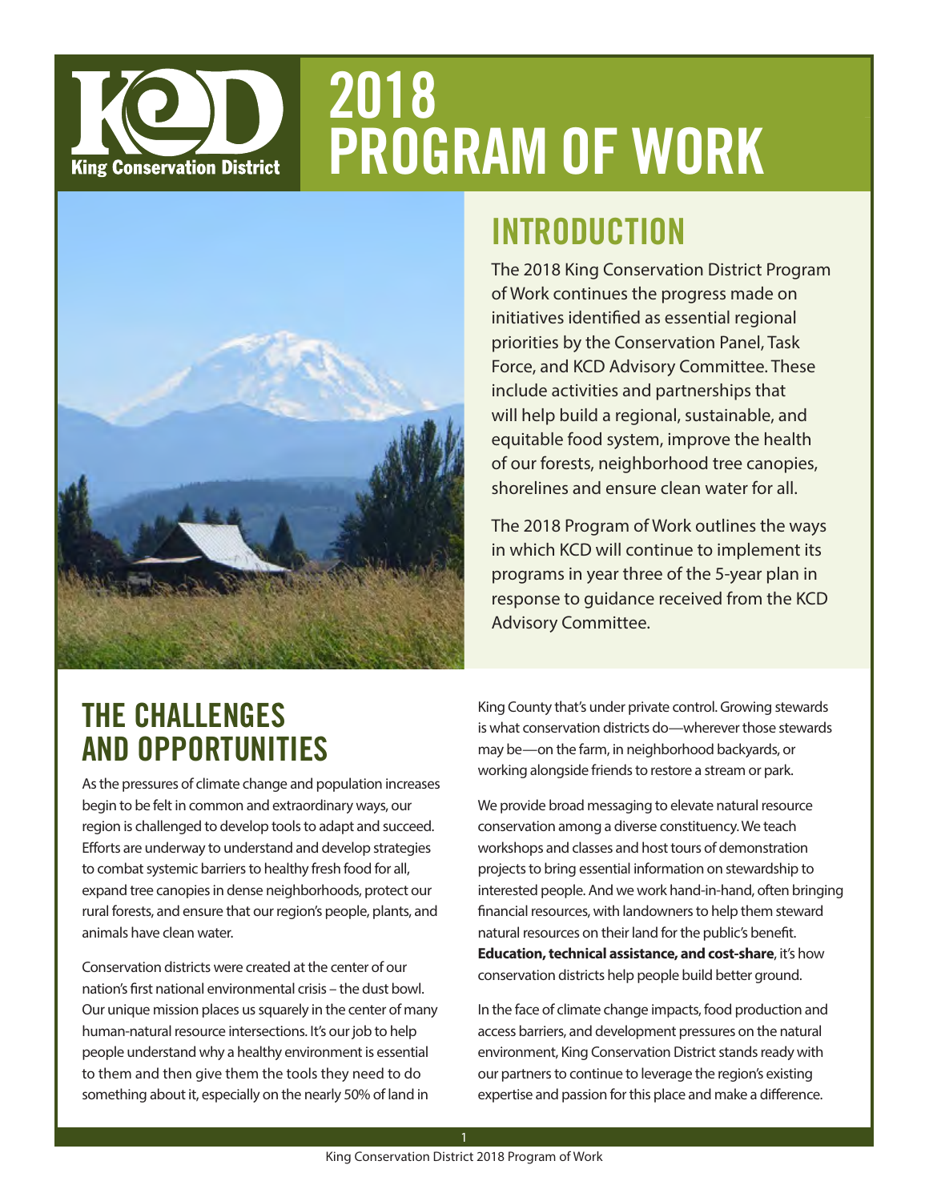# 2018 PROGRAM OF WORK

King Conservation District

## INTRODUCTION

The 2018 King Conservation District Program of Work continues the progress made on initiatives identified as essential regional priorities by the Conservation Panel, Task Force, and KCD Advisory Committee. These include activities and partnerships that will help build a regional, sustainable, and equitable food system, improve the health of our forests, neighborhood tree canopies, shorelines and ensure clean water for all.

The 2018 Program of Work outlines the ways in which KCD will continue to implement its programs in year three of the 5-year plan in response to guidance received from the KCD Advisory Committee.

## THE CHALLENGES AND OPPORTUNITIES

As the pressures of climate change and population increases begin to be felt in common and extraordinary ways, our region is challenged to develop tools to adapt and succeed. Efforts are underway to understand and develop strategies to combat systemic barriers to healthy fresh food for all, expand tree canopies in dense neighborhoods, protect our rural forests, and ensure that our region's people, plants, and animals have clean water.

Conservation districts were created at the center of our nation's first national environmental crisis – the dust bowl. Our unique mission places us squarely in the center of many human-natural resource intersections. It's our job to help people understand why a healthy environment is essential to them and then give them the tools they need to do something about it, especially on the nearly 50% of land in King County that's under private control. Growing stewards is what conservation districts do—wherever those stewards may be—on the farm, in neighborhood backyards, or working alongside friends to restore a stream or park.

We provide broad messaging to elevate natural resource conservation among a diverse constituency. We teach workshops and classes and host tours of demonstration projects to bring essential information on stewardship to interested people. And we work hand-in-hand, often bringing financial resources, with landowners to help them steward natural resources on their land for the public's benefit. **Education, technical assistance, and cost-share**, it's how conservation districts help people build better ground.

In the face of climate change impacts, food production and access barriers, and development pressures on the natural environment, King Conservation District stands ready with our partners to continue to leverage the region's existing expertise and passion for this place and make a difference.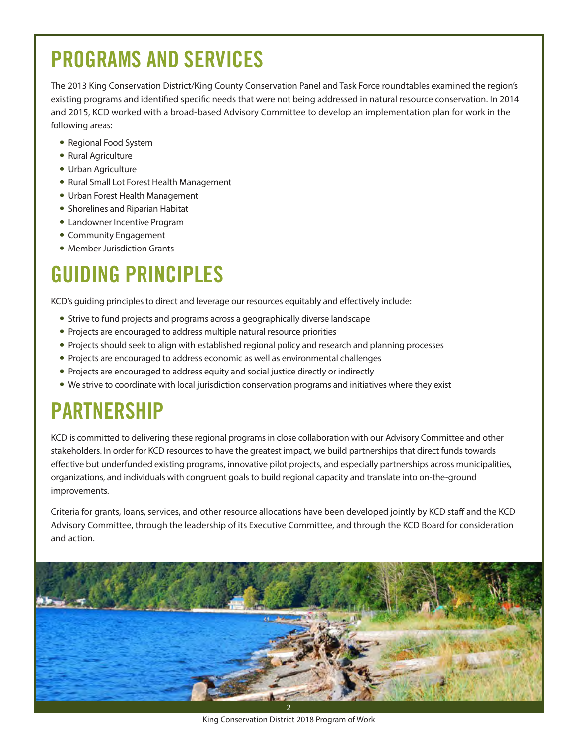# PROGRAMS AND SERVICES

The 2013 King Conservation District/King County Conservation Panel and Task Force roundtables examined the region's existing programs and identified specific needs that were not being addressed in natural resource conservation. In 2014 and 2015, KCD worked with a broad-based Advisory Committee to develop an implementation plan for work in the following areas:

- Regional Food System
- Rural Agriculture
- Urban Agriculture
- Rural Small Lot Forest Health Management
- Urban Forest Health Management
- Shorelines and Riparian Habitat
- Landowner Incentive Program
- Community Engagement
- Member Jurisdiction Grants

# GUIDING PRINCIPLES

KCD's guiding principles to direct and leverage our resources equitably and effectively include:

- Strive to fund projects and programs across a geographically diverse landscape
- Projects are encouraged to address multiple natural resource priorities
- Projects should seek to align with established regional policy and research and planning processes
- Projects are encouraged to address economic as well as environmental challenges
- Projects are encouraged to address equity and social justice directly or indirectly
- We strive to coordinate with local jurisdiction conservation programs and initiatives where they exist

# PARTNERSHIP

KCD is committed to delivering these regional programs in close collaboration with our Advisory Committee and other stakeholders. In order for KCD resources to have the greatest impact, we build partnerships that direct funds towards effective but underfunded existing programs, innovative pilot projects, and especially partnerships across municipalities, organizations, and individuals with congruent goals to build regional capacity and translate into on-the-ground improvements.

Criteria for grants, loans, services, and other resource allocations have been developed jointly by KCD staff and the KCD Advisory Committee, through the leadership of its Executive Committee, and through the KCD Board for consideration and action.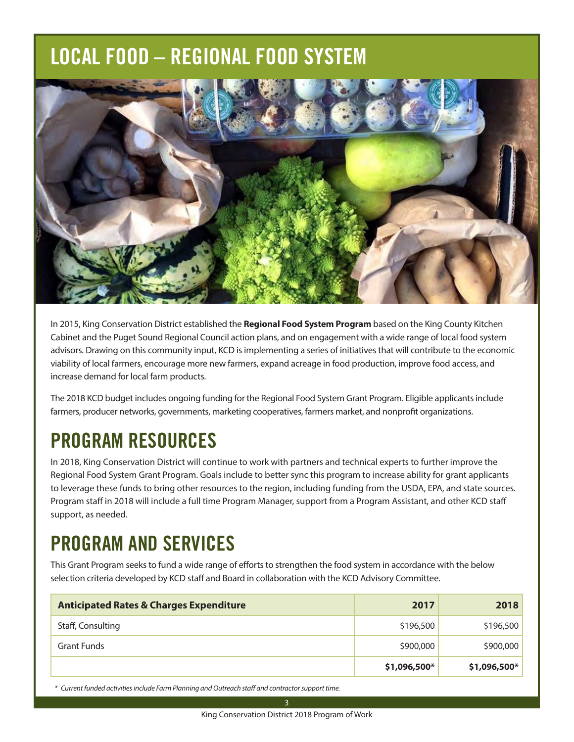# LOCAL FOOD – REGIONAL FOOD SYSTEM

In 2015, King Conservation District established the **Regional Food System Program** based on the King County Kitchen Cabinet and the Puget Sound Regional Council action plans, and on engagement with a wide range of local food system advisors. Drawing on this community input, KCD is implementing a series of initiatives that will contribute to the economic viability of local farmers, encourage more new farmers, expand acreage in food production, improve food access, and increase demand for local farm products.

The 2018 KCD budget includes ongoing funding for the Regional Food System Grant Program. Eligible applicants include farmers, producer networks, governments, marketing cooperatives, farmers market, and nonprofit organizations.

## PROGRAM RESOURCES

In 2018, King Conservation District will continue to work with partners and technical experts to further improve the Regional Food System Grant Program. Goals include to better sync this program to increase ability for grant applicants to leverage these funds to bring other resources to the region, including funding from the USDA, EPA, and state sources. Program staff in 2018 will include a full time Program Manager, support from a Program Assistant, and other KCD staff support, as needed.

## PROGRAM AND SERVICES

This Grant Program seeks to fund a wide range of efforts to strengthen the food system in accordance with the below selection criteria developed by KCD staff and Board in collaboration with the KCD Advisory Committee.

| Anticipated Rates & Charges Expenditure | 2017 | 2018 |
|---|---:|---:|
| Staff, Consulting | $196,500 | $196,500 |
| Grant Funds | $900,000 | $900,000 |
| | **$1,096,500*** | **$1,096,500*** |

*\* Current funded activities include Farm Planning and Outreach staff and contractor support time.*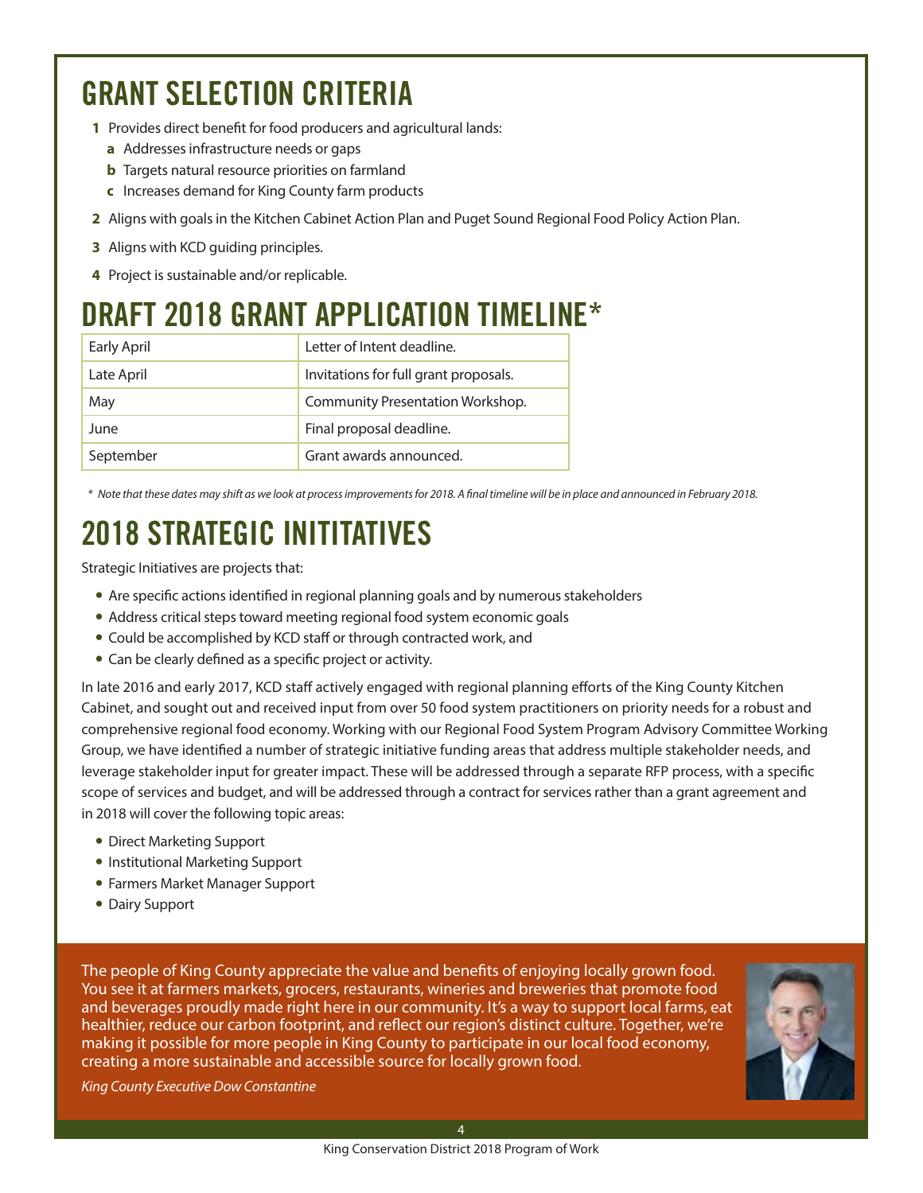# GRANT SELECTION CRITERIA

1. Provides direct benefit for food producers and agricultural lands:
   - **a** Addresses infrastructure needs or gaps
   - **b** Targets natural resource priorities on farmland
   - **c** Increases demand for King County farm products
2. Aligns with goals in the Kitchen Cabinet Action Plan and Puget Sound Regional Food Policy Action Plan.
3. Aligns with KCD guiding principles.
4. Project is sustainable and/or replicable.

# DRAFT 2018 GRANT APPLICATION TIMELINE*

| | |
|---|---|
| Early April | Letter of Intent deadline. |
| Late April | Invitations for full grant proposals. |
| May | Community Presentation Workshop. |
| June | Final proposal deadline. |
| September | Grant awards announced. |

*\* Note that these dates may shift as we look at process improvements for 2018. A final timeline will be in place and announced in February 2018.*

# 2018 STRATEGIC INITITATIVES

Strategic Initiatives are projects that:

- Are specific actions identified in regional planning goals and by numerous stakeholders
- Address critical steps toward meeting regional food system economic goals
- Could be accomplished by KCD staff or through contracted work, and
- Can be clearly defined as a specific project or activity.

In late 2016 and early 2017, KCD staff actively engaged with regional planning efforts of the King County Kitchen Cabinet, and sought out and received input from over 50 food system practitioners on priority needs for a robust and comprehensive regional food economy. Working with our Regional Food System Program Advisory Committee Working Group, we have identified a number of strategic initiative funding areas that address multiple stakeholder needs, and leverage stakeholder input for greater impact. These will be addressed through a separate RFP process, with a specific scope of services and budget, and will be addressed through a contract for services rather than a grant agreement and in 2018 will cover the following topic areas:

- Direct Marketing Support
- Institutional Marketing Support
- Farmers Market Manager Support
- Dairy Support

The people of King County appreciate the value and benefits of enjoying locally grown food. You see it at farmers markets, grocers, restaurants, wineries and breweries that promote food and beverages proudly made right here in our community. It's a way to support local farms, eat healthier, reduce our carbon footprint, and reflect our region's distinct culture. Together, we're making it possible for more people in King County to participate in our local food economy, creating a more sustainable and accessible source for locally grown food.

*King County Executive Dow Constantine*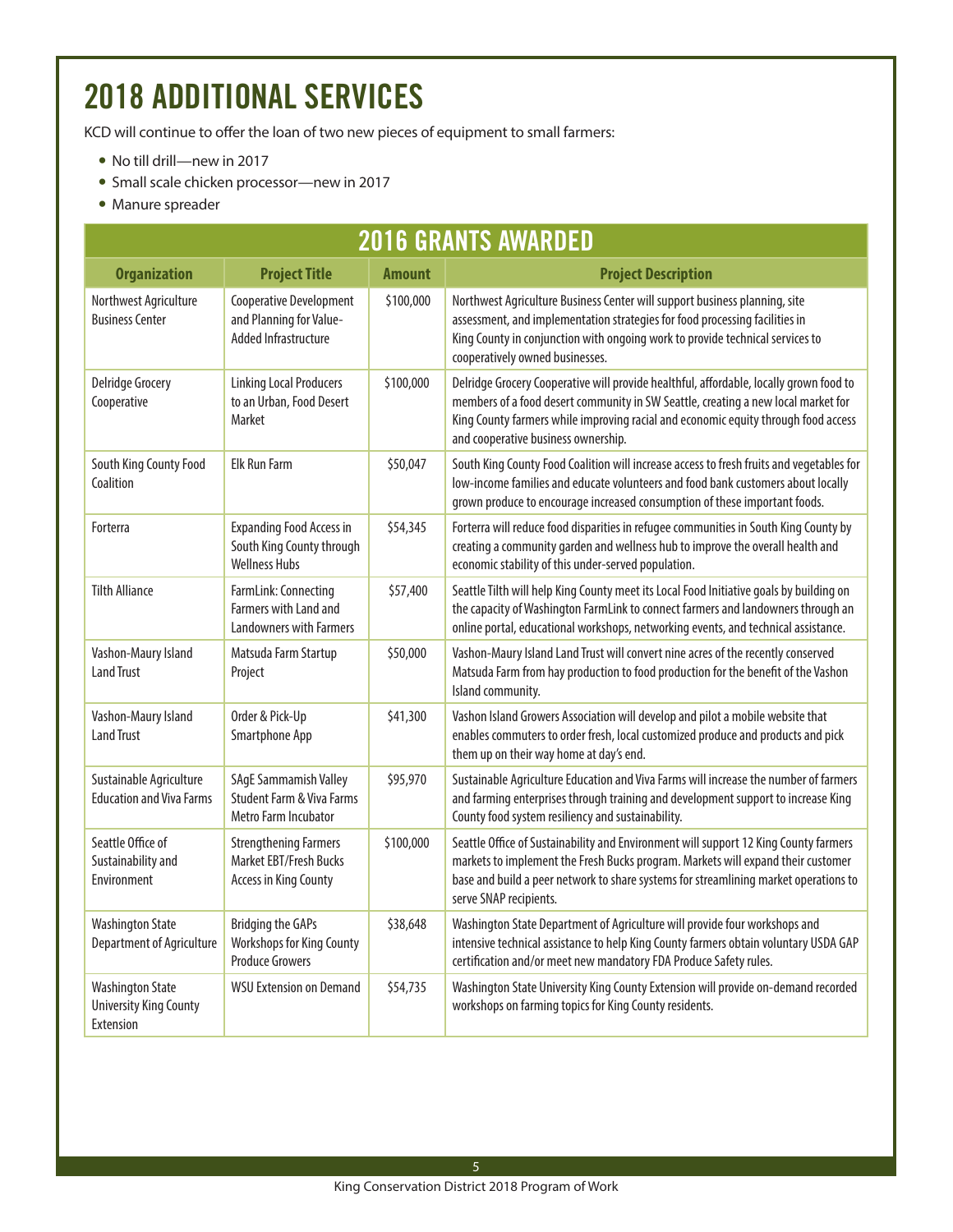# 2018 ADDITIONAL SERVICES

KCD will continue to offer the loan of two new pieces of equipment to small farmers:

- No till drill—new in 2017
- Small scale chicken processor—new in 2017
- Manure spreader

## 2016 GRANTS AWARDED

| Organization | Project Title | Amount | Project Description |
|---|---|---|---|
| Northwest Agriculture Business Center | Cooperative Development and Planning for Value-Added Infrastructure | $100,000 | Northwest Agriculture Business Center will support business planning, site assessment, and implementation strategies for food processing facilities in King County in conjunction with ongoing work to provide technical services to cooperatively owned businesses. |
| Delridge Grocery Cooperative | Linking Local Producers to an Urban, Food Desert Market | $100,000 | Delridge Grocery Cooperative will provide healthful, affordable, locally grown food to members of a food desert community in SW Seattle, creating a new local market for King County farmers while improving racial and economic equity through food access and cooperative business ownership. |
| South King County Food Coalition | Elk Run Farm | $50,047 | South King County Food Coalition will increase access to fresh fruits and vegetables for low-income families and educate volunteers and food bank customers about locally grown produce to encourage increased consumption of these important foods. |
| Forterra | Expanding Food Access in South King County through Wellness Hubs | $54,345 | Forterra will reduce food disparities in refugee communities in South King County by creating a community garden and wellness hub to improve the overall health and economic stability of this under-served population. |
| Tilth Alliance | FarmLink: Connecting Farmers with Land and Landowners with Farmers | $57,400 | Seattle Tilth will help King County meet its Local Food Initiative goals by building on the capacity of Washington FarmLink to connect farmers and landowners through an online portal, educational workshops, networking events, and technical assistance. |
| Vashon-Maury Island Land Trust | Matsuda Farm Startup Project | $50,000 | Vashon-Maury Island Land Trust will convert nine acres of the recently conserved Matsuda Farm from hay production to food production for the benefit of the Vashon Island community. |
| Vashon-Maury Island Land Trust | Order & Pick-Up Smartphone App | $41,300 | Vashon Island Growers Association will develop and pilot a mobile website that enables commuters to order fresh, local customized produce and products and pick them up on their way home at day's end. |
| Sustainable Agriculture Education and Viva Farms | SAgE Sammamish Valley Student Farm & Viva Farms Metro Farm Incubator | $95,970 | Sustainable Agriculture Education and Viva Farms will increase the number of farmers and farming enterprises through training and development support to increase King County food system resiliency and sustainability. |
| Seattle Office of Sustainability and Environment | Strengthening Farmers Market EBT/Fresh Bucks Access in King County | $100,000 | Seattle Office of Sustainability and Environment will support 12 King County farmers markets to implement the Fresh Bucks program. Markets will expand their customer base and build a peer network to share systems for streamlining market operations to serve SNAP recipients. |
| Washington State Department of Agriculture | Bridging the GAPs Workshops for King County Produce Growers | $38,648 | Washington State Department of Agriculture will provide four workshops and intensive technical assistance to help King County farmers obtain voluntary USDA GAP certification and/or meet new mandatory FDA Produce Safety rules. |
| Washington State University King County Extension | WSU Extension on Demand | $54,735 | Washington State University King County Extension will provide on-demand recorded workshops on farming topics for King County residents. |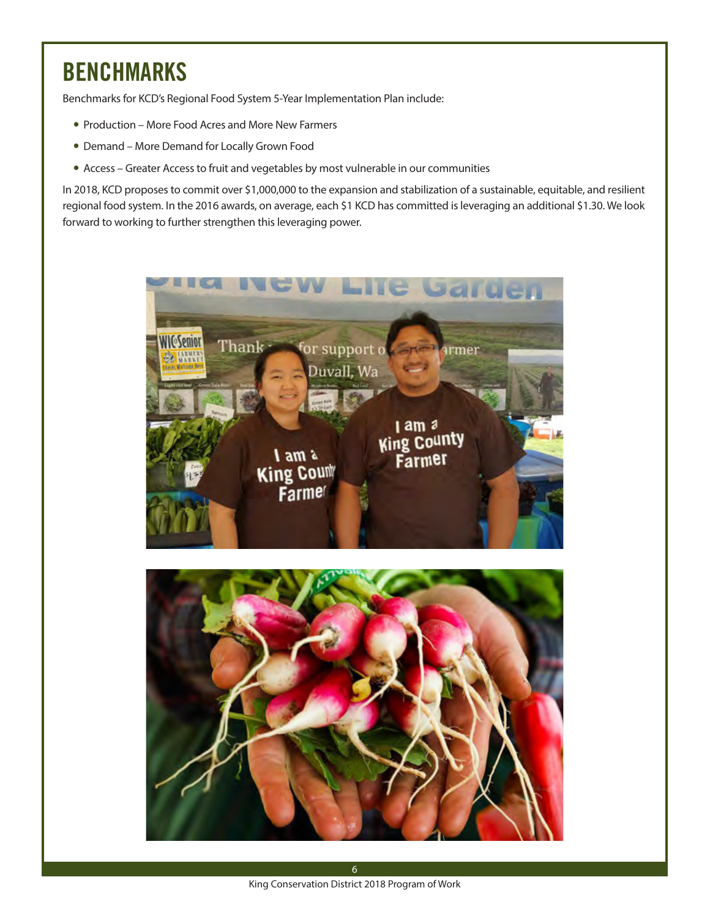# BENCHMARKS

Benchmarks for KCD's Regional Food System 5-Year Implementation Plan include:

- Production – More Food Acres and More New Farmers
- Demand – More Demand for Locally Grown Food
- Access – Greater Access to fruit and vegetables by most vulnerable in our communities

In 2018, KCD proposes to commit over $1,000,000 to the expansion and stabilization of a sustainable, equitable, and resilient regional food system. In the 2016 awards, on average, each $1 KCD has committed is leveraging an additional $1.30. We look forward to working to further strengthen this leveraging power.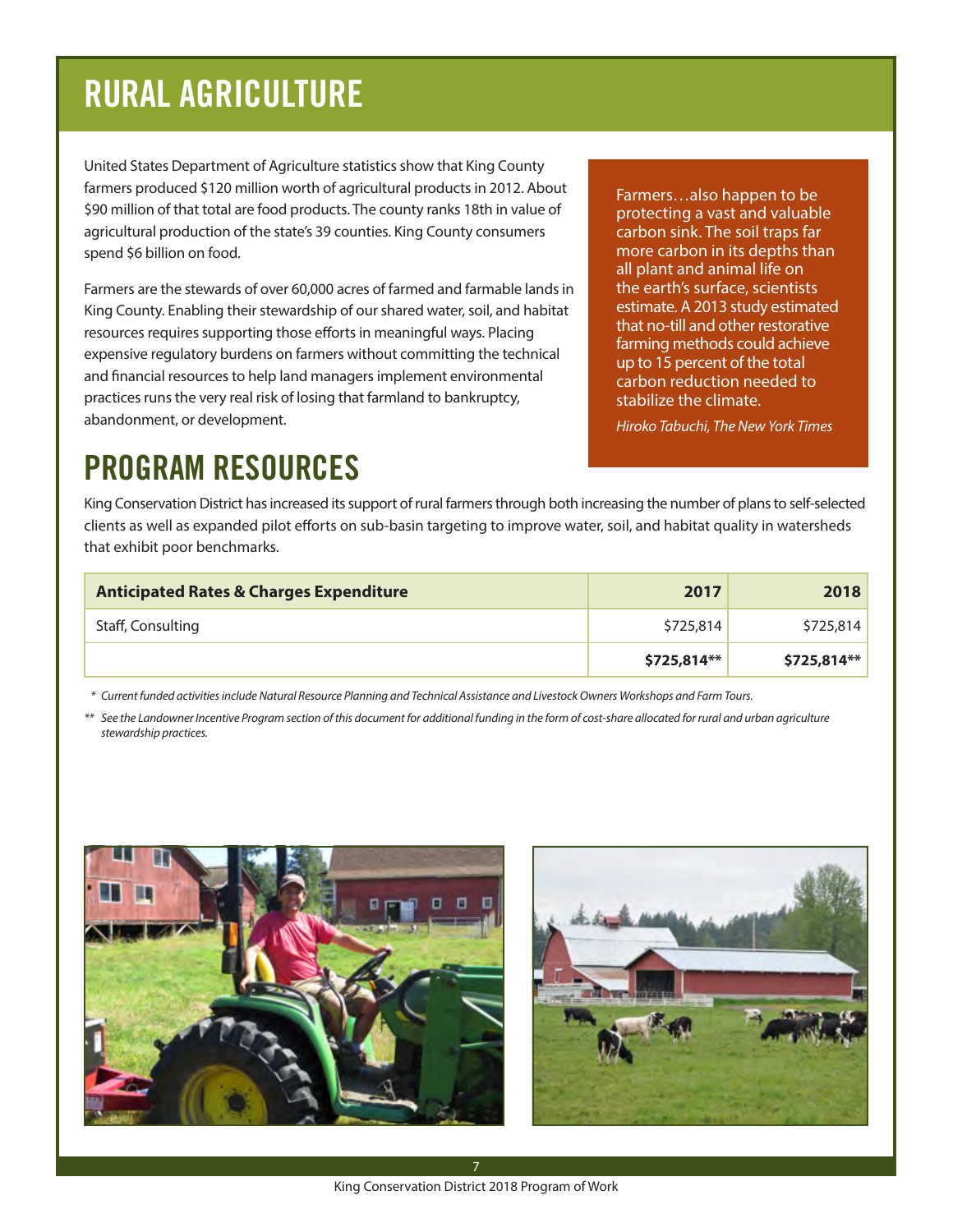# RURAL AGRICULTURE

United States Department of Agriculture statistics show that King County farmers produced $120 million worth of agricultural products in 2012. About $90 million of that total are food products. The county ranks 18th in value of agricultural production of the state's 39 counties. King County consumers spend $6 billion on food.

Farmers are the stewards of over 60,000 acres of farmed and farmable lands in King County. Enabling their stewardship of our shared water, soil, and habitat resources requires supporting those efforts in meaningful ways. Placing expensive regulatory burdens on farmers without committing the technical and financial resources to help land managers implement environmental practices runs the very real risk of losing that farmland to bankruptcy, abandonment, or development.

> Farmers…also happen to be protecting a vast and valuable carbon sink. The soil traps far more carbon in its depths than all plant and animal life on the earth's surface, scientists estimate. A 2013 study estimated that no-till and other restorative farming methods could achieve up to 15 percent of the total carbon reduction needed to stabilize the climate.
>
> *Hiroko Tabuchi, The New York Times*

## PROGRAM RESOURCES

King Conservation District has increased its support of rural farmers through both increasing the number of plans to self-selected clients as well as expanded pilot efforts on sub-basin targeting to improve water, soil, and habitat quality in watersheds that exhibit poor benchmarks.

| Anticipated Rates & Charges Expenditure | 2017 | 2018 |
|---|---|---|
| Staff, Consulting | $725,814 | $725,814 |
| | **$725,814**** | **$725,814**** |

*\* Current funded activities include Natural Resource Planning and Technical Assistance and Livestock Owners Workshops and Farm Tours.*

*\*\* See the Landowner Incentive Program section of this document for additional funding in the form of cost-share allocated for rural and urban agriculture stewardship practices.*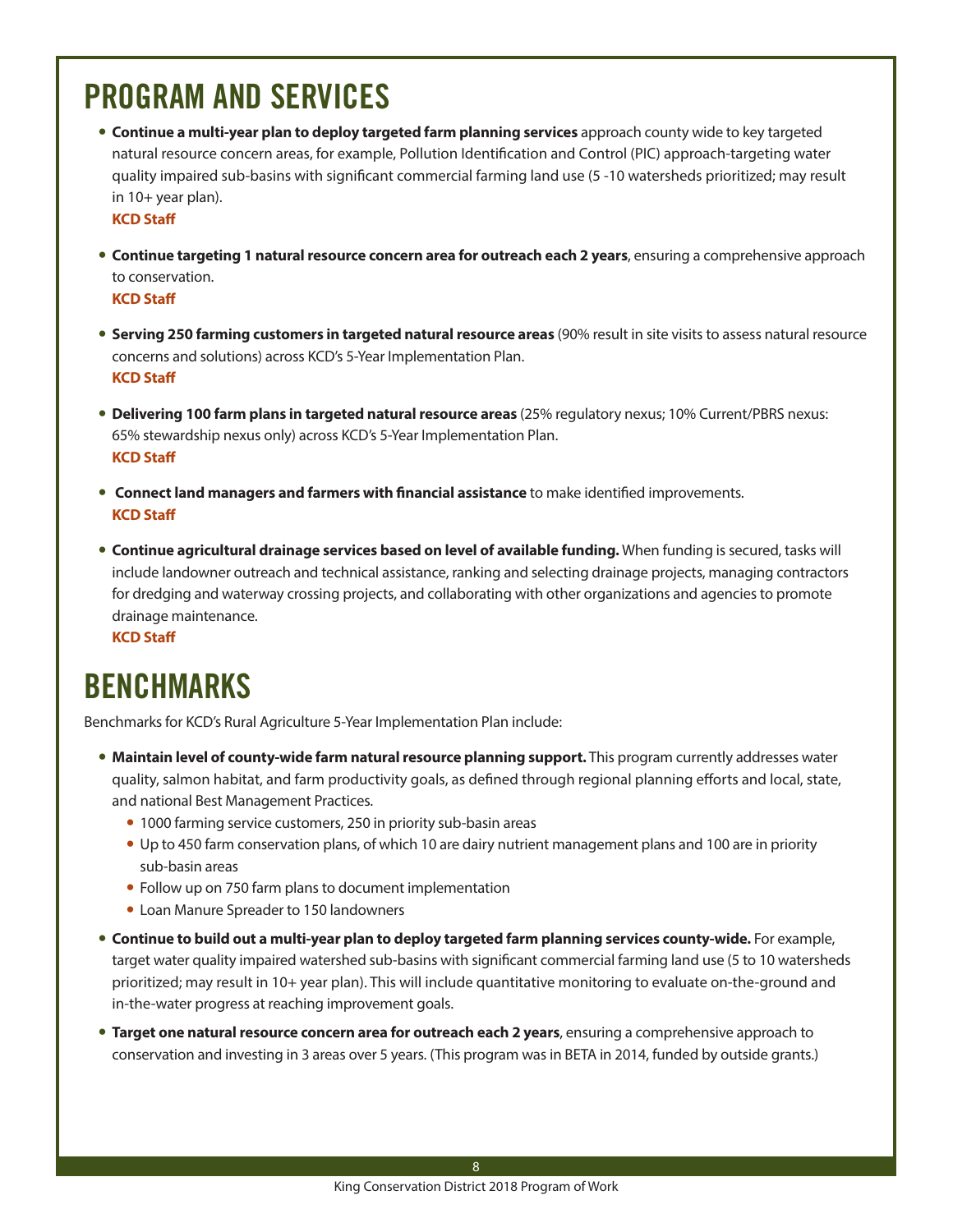# PROGRAM AND SERVICES

- **Continue a multi-year plan to deploy targeted farm planning services** approach county wide to key targeted natural resource concern areas, for example, Pollution Identification and Control (PIC) approach-targeting water quality impaired sub-basins with significant commercial farming land use (5 -10 watersheds prioritized; may result in 10+ year plan).
  **KCD Staff**

- **Continue targeting 1 natural resource concern area for outreach each 2 years**, ensuring a comprehensive approach to conservation.
  **KCD Staff**

- **Serving 250 farming customers in targeted natural resource areas** (90% result in site visits to assess natural resource concerns and solutions) across KCD's 5-Year Implementation Plan.
  **KCD Staff**

- **Delivering 100 farm plans in targeted natural resource areas** (25% regulatory nexus; 10% Current/PBRS nexus: 65% stewardship nexus only) across KCD's 5-Year Implementation Plan.
  **KCD Staff**

- **Connect land managers and farmers with financial assistance** to make identified improvements.
  **KCD Staff**

- **Continue agricultural drainage services based on level of available funding.** When funding is secured, tasks will include landowner outreach and technical assistance, ranking and selecting drainage projects, managing contractors for dredging and waterway crossing projects, and collaborating with other organizations and agencies to promote drainage maintenance.
  **KCD Staff**

# BENCHMARKS

Benchmarks for KCD's Rural Agriculture 5-Year Implementation Plan include:

- **Maintain level of county-wide farm natural resource planning support.** This program currently addresses water quality, salmon habitat, and farm productivity goals, as defined through regional planning efforts and local, state, and national Best Management Practices.
  - 1000 farming service customers, 250 in priority sub-basin areas
  - Up to 450 farm conservation plans, of which 10 are dairy nutrient management plans and 100 are in priority sub-basin areas
  - Follow up on 750 farm plans to document implementation
  - Loan Manure Spreader to 150 landowners
- **Continue to build out a multi-year plan to deploy targeted farm planning services county-wide.** For example, target water quality impaired watershed sub-basins with significant commercial farming land use (5 to 10 watersheds prioritized; may result in 10+ year plan). This will include quantitative monitoring to evaluate on-the-ground and in-the-water progress at reaching improvement goals.
- **Target one natural resource concern area for outreach each 2 years**, ensuring a comprehensive approach to conservation and investing in 3 areas over 5 years. (This program was in BETA in 2014, funded by outside grants.)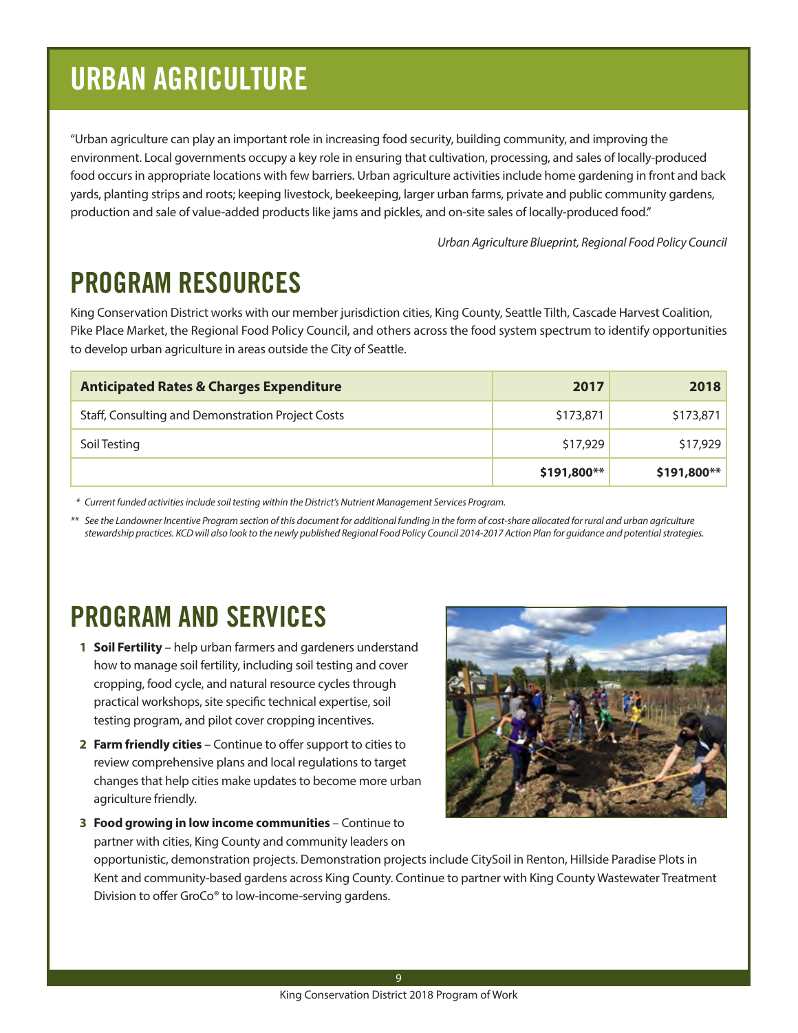# URBAN AGRICULTURE

"Urban agriculture can play an important role in increasing food security, building community, and improving the environment. Local governments occupy a key role in ensuring that cultivation, processing, and sales of locally-produced food occurs in appropriate locations with few barriers. Urban agriculture activities include home gardening in front and back yards, planting strips and roots; keeping livestock, beekeeping, larger urban farms, private and public community gardens, production and sale of value-added products like jams and pickles, and on-site sales of locally-produced food."

*Urban Agriculture Blueprint, Regional Food Policy Council*

## PROGRAM RESOURCES

King Conservation District works with our member jurisdiction cities, King County, Seattle Tilth, Cascade Harvest Coalition, Pike Place Market, the Regional Food Policy Council, and others across the food system spectrum to identify opportunities to develop urban agriculture in areas outside the City of Seattle.

| Anticipated Rates & Charges Expenditure | 2017 | 2018 |
|---|---|---|
| Staff, Consulting and Demonstration Project Costs | $173,871 | $173,871 |
| Soil Testing | $17,929 | $17,929 |
| | **$191,800\*\*** | **$191,800\*\*** |

*\* Current funded activities include soil testing within the District's Nutrient Management Services Program.*

*\*\* See the Landowner Incentive Program section of this document for additional funding in the form of cost-share allocated for rural and urban agriculture stewardship practices. KCD will also look to the newly published Regional Food Policy Council 2014-2017 Action Plan for guidance and potential strategies.*

## PROGRAM AND SERVICES

1. **Soil Fertility** – help urban farmers and gardeners understand how to manage soil fertility, including soil testing and cover cropping, food cycle, and natural resource cycles through practical workshops, site specific technical expertise, soil testing program, and pilot cover cropping incentives.
2. **Farm friendly cities** – Continue to offer support to cities to review comprehensive plans and local regulations to target changes that help cities make updates to become more urban agriculture friendly.
3. **Food growing in low income communities** – Continue to partner with cities, King County and community leaders on opportunistic, demonstration projects. Demonstration projects include CitySoil in Renton, Hillside Paradise Plots in Kent and community-based gardens across King County. Continue to partner with King County Wastewater Treatment Division to offer GroCo® to low-income-serving gardens.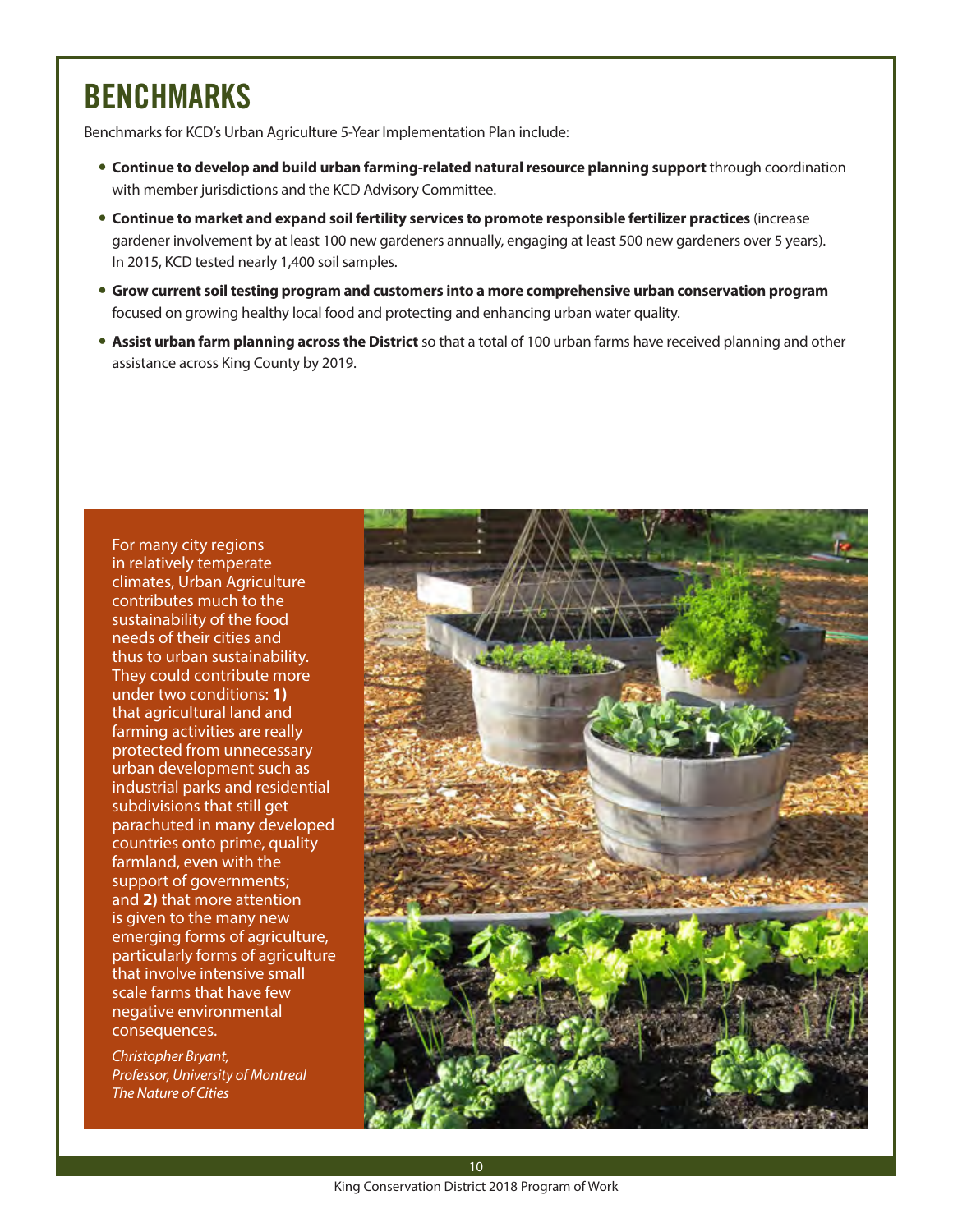# BENCHMARKS

Benchmarks for KCD's Urban Agriculture 5-Year Implementation Plan include:

- **Continue to develop and build urban farming-related natural resource planning support** through coordination with member jurisdictions and the KCD Advisory Committee.
- **Continue to market and expand soil fertility services to promote responsible fertilizer practices** (increase gardener involvement by at least 100 new gardeners annually, engaging at least 500 new gardeners over 5 years). In 2015, KCD tested nearly 1,400 soil samples.
- **Grow current soil testing program and customers into a more comprehensive urban conservation program** focused on growing healthy local food and protecting and enhancing urban water quality.
- **Assist urban farm planning across the District** so that a total of 100 urban farms have received planning and other assistance across King County by 2019.

For many city regions in relatively temperate climates, Urban Agriculture contributes much to the sustainability of the food needs of their cities and thus to urban sustainability. They could contribute more under two conditions: **1)** that agricultural land and farming activities are really protected from unnecessary urban development such as industrial parks and residential subdivisions that still get parachuted in many developed countries onto prime, quality farmland, even with the support of governments; and **2)** that more attention is given to the many new emerging forms of agriculture, particularly forms of agriculture that involve intensive small scale farms that have few negative environmental consequences.

*Christopher Bryant,*
*Professor, University of Montreal*
*The Nature of Cities*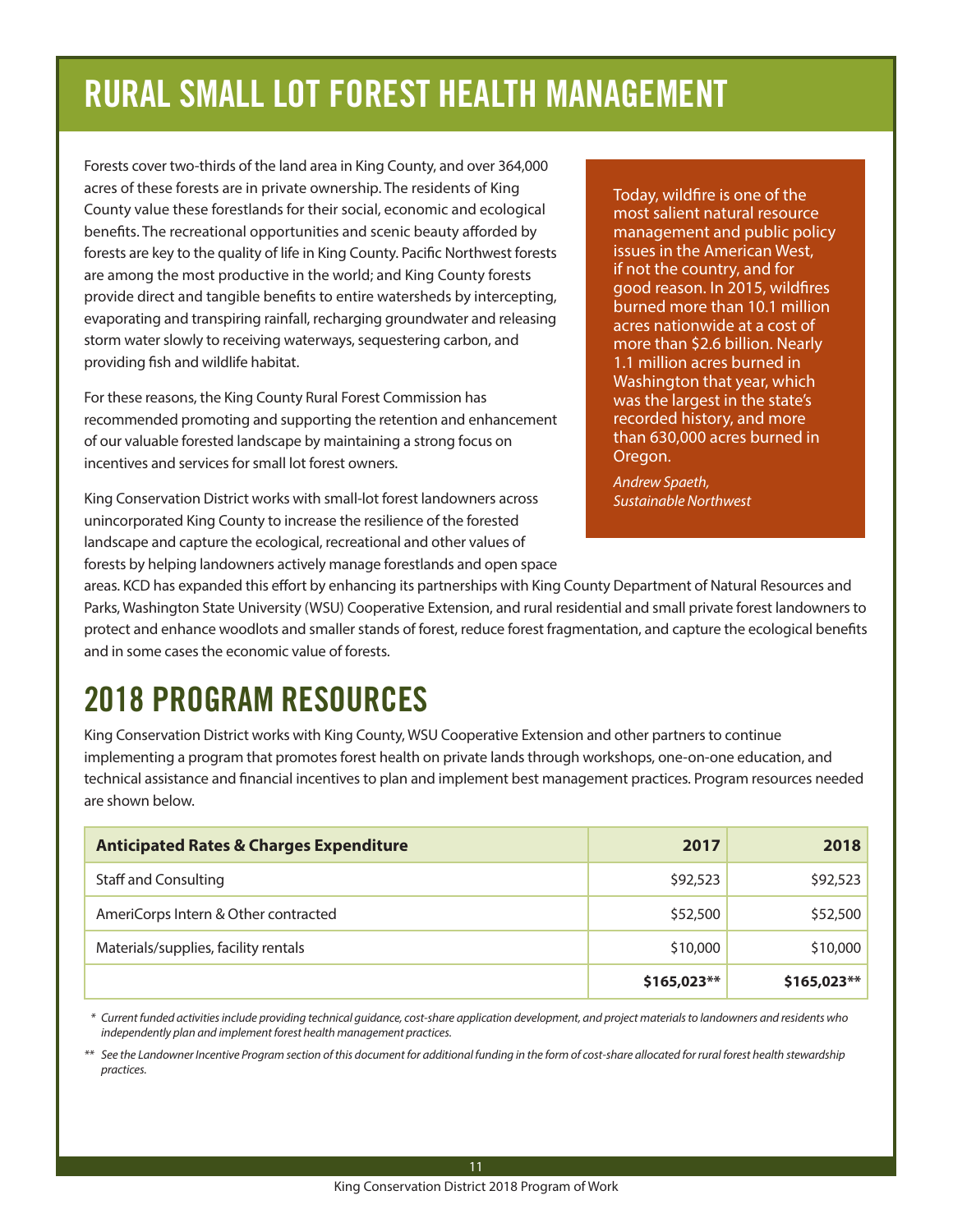# RURAL SMALL LOT FOREST HEALTH MANAGEMENT

Forests cover two-thirds of the land area in King County, and over 364,000 acres of these forests are in private ownership. The residents of King County value these forestlands for their social, economic and ecological benefits. The recreational opportunities and scenic beauty afforded by forests are key to the quality of life in King County. Pacific Northwest forests are among the most productive in the world; and King County forests provide direct and tangible benefits to entire watersheds by intercepting, evaporating and transpiring rainfall, recharging groundwater and releasing storm water slowly to receiving waterways, sequestering carbon, and providing fish and wildlife habitat.

For these reasons, the King County Rural Forest Commission has recommended promoting and supporting the retention and enhancement of our valuable forested landscape by maintaining a strong focus on incentives and services for small lot forest owners.

King Conservation District works with small-lot forest landowners across unincorporated King County to increase the resilience of the forested landscape and capture the ecological, recreational and other values of forests by helping landowners actively manage forestlands and open space areas. KCD has expanded this effort by enhancing its partnerships with King County Department of Natural Resources and Parks, Washington State University (WSU) Cooperative Extension, and rural residential and small private forest landowners to protect and enhance woodlots and smaller stands of forest, reduce forest fragmentation, and capture the ecological benefits and in some cases the economic value of forests.

> Today, wildfire is one of the most salient natural resource management and public policy issues in the American West, if not the country, and for good reason. In 2015, wildfires burned more than 10.1 million acres nationwide at a cost of more than $2.6 billion. Nearly 1.1 million acres burned in Washington that year, which was the largest in the state's recorded history, and more than 630,000 acres burned in Oregon.
>
> *Andrew Spaeth, Sustainable Northwest*

## 2018 PROGRAM RESOURCES

King Conservation District works with King County, WSU Cooperative Extension and other partners to continue implementing a program that promotes forest health on private lands through workshops, one-on-one education, and technical assistance and financial incentives to plan and implement best management practices. Program resources needed are shown below.

| Anticipated Rates & Charges Expenditure | 2017 | 2018 |
|---|---:|---:|
| Staff and Consulting | $92,523 | $92,523 |
| AmeriCorps Intern & Other contracted | $52,500 | $52,500 |
| Materials/supplies, facility rentals | $10,000 | $10,000 |
| | **$165,023**** | **$165,023**** |

*\* Current funded activities include providing technical guidance, cost-share application development, and project materials to landowners and residents who independently plan and implement forest health management practices.*

*\*\* See the Landowner Incentive Program section of this document for additional funding in the form of cost-share allocated for rural forest health stewardship practices.*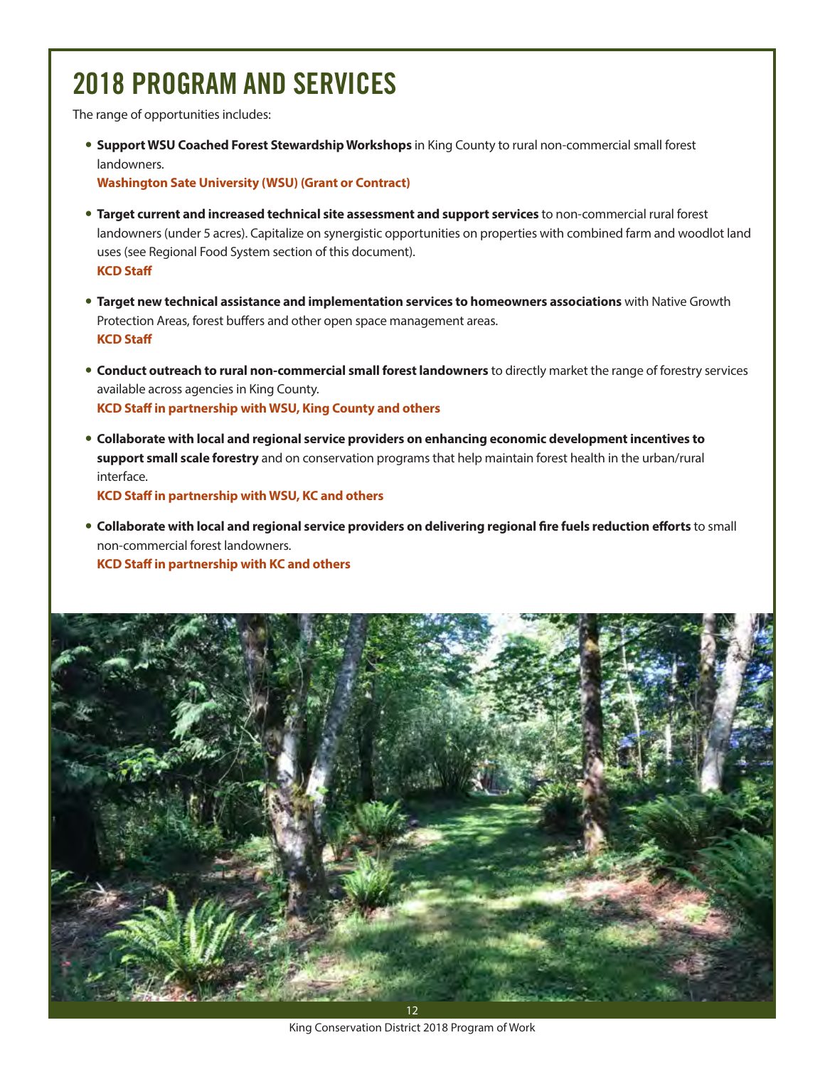# 2018 PROGRAM AND SERVICES

The range of opportunities includes:

- **Support WSU Coached Forest Stewardship Workshops** in King County to rural non-commercial small forest landowners.
  **Washington Sate University (WSU) (Grant or Contract)**

- **Target current and increased technical site assessment and support services** to non-commercial rural forest landowners (under 5 acres). Capitalize on synergistic opportunities on properties with combined farm and woodlot land uses (see Regional Food System section of this document).
  **KCD Staff**

- **Target new technical assistance and implementation services to homeowners associations** with Native Growth Protection Areas, forest buffers and other open space management areas.
  **KCD Staff**

- **Conduct outreach to rural non-commercial small forest landowners** to directly market the range of forestry services available across agencies in King County.
  **KCD Staff in partnership with WSU, King County and others**

- **Collaborate with local and regional service providers on enhancing economic development incentives to support small scale forestry** and on conservation programs that help maintain forest health in the urban/rural interface.
  **KCD Staff in partnership with WSU, KC and others**

- **Collaborate with local and regional service providers on delivering regional fire fuels reduction efforts** to small non-commercial forest landowners.
  **KCD Staff in partnership with KC and others**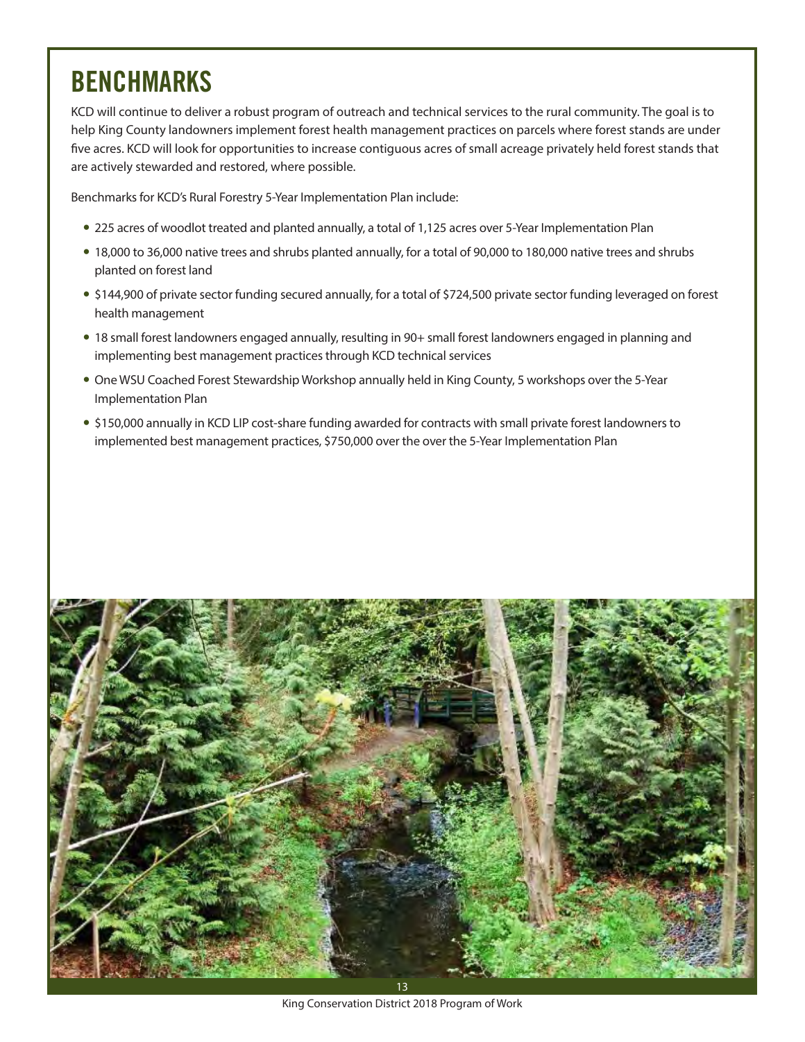# BENCHMARKS

KCD will continue to deliver a robust program of outreach and technical services to the rural community. The goal is to help King County landowners implement forest health management practices on parcels where forest stands are under five acres. KCD will look for opportunities to increase contiguous acres of small acreage privately held forest stands that are actively stewarded and restored, where possible.

Benchmarks for KCD's Rural Forestry 5-Year Implementation Plan include:

- 225 acres of woodlot treated and planted annually, a total of 1,125 acres over 5-Year Implementation Plan
- 18,000 to 36,000 native trees and shrubs planted annually, for a total of 90,000 to 180,000 native trees and shrubs planted on forest land
- $144,900 of private sector funding secured annually, for a total of $724,500 private sector funding leveraged on forest health management
- 18 small forest landowners engaged annually, resulting in 90+ small forest landowners engaged in planning and implementing best management practices through KCD technical services
- One WSU Coached Forest Stewardship Workshop annually held in King County, 5 workshops over the 5-Year Implementation Plan
- $150,000 annually in KCD LIP cost-share funding awarded for contracts with small private forest landowners to implemented best management practices, $750,000 over the over the 5-Year Implementation Plan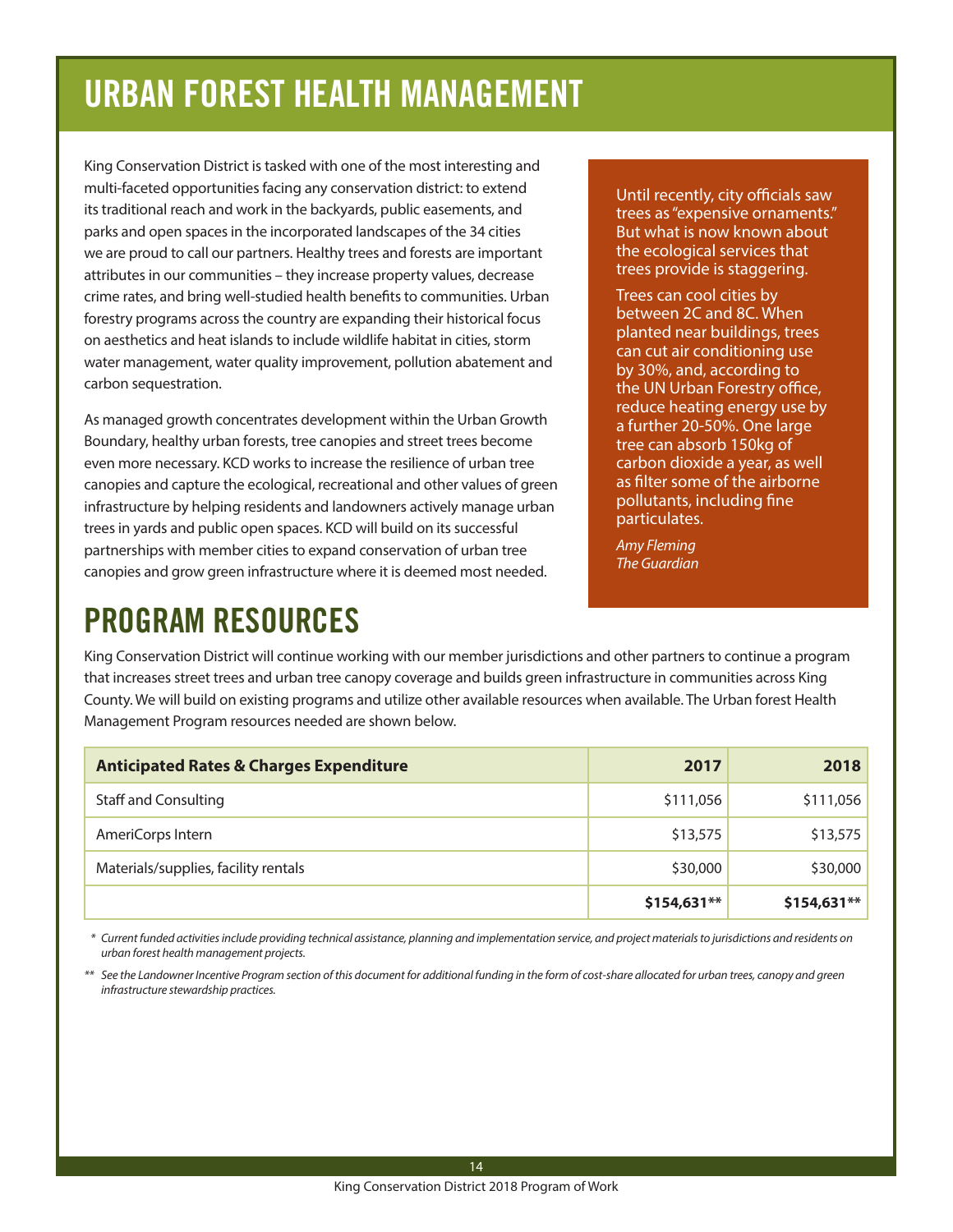# URBAN FOREST HEALTH MANAGEMENT

King Conservation District is tasked with one of the most interesting and multi-faceted opportunities facing any conservation district: to extend its traditional reach and work in the backyards, public easements, and parks and open spaces in the incorporated landscapes of the 34 cities we are proud to call our partners. Healthy trees and forests are important attributes in our communities – they increase property values, decrease crime rates, and bring well-studied health benefits to communities. Urban forestry programs across the country are expanding their historical focus on aesthetics and heat islands to include wildlife habitat in cities, storm water management, water quality improvement, pollution abatement and carbon sequestration.

As managed growth concentrates development within the Urban Growth Boundary, healthy urban forests, tree canopies and street trees become even more necessary. KCD works to increase the resilience of urban tree canopies and capture the ecological, recreational and other values of green infrastructure by helping residents and landowners actively manage urban trees in yards and public open spaces. KCD will build on its successful partnerships with member cities to expand conservation of urban tree canopies and grow green infrastructure where it is deemed most needed.

> Until recently, city officials saw trees as "expensive ornaments." But what is now known about the ecological services that trees provide is staggering.
>
> Trees can cool cities by between 2C and 8C. When planted near buildings, trees can cut air conditioning use by 30%, and, according to the UN Urban Forestry office, reduce heating energy use by a further 20-50%. One large tree can absorb 150kg of carbon dioxide a year, as well as filter some of the airborne pollutants, including fine particulates.
>
> *Amy Fleming*
> *The Guardian*

# PROGRAM RESOURCES

King Conservation District will continue working with our member jurisdictions and other partners to continue a program that increases street trees and urban tree canopy coverage and builds green infrastructure in communities across King County. We will build on existing programs and utilize other available resources when available. The Urban forest Health Management Program resources needed are shown below.

| **Anticipated Rates & Charges Expenditure** | **2017** | **2018** |
|---|---|---|
| Staff and Consulting | $111,056 | $111,056 |
| AmeriCorps Intern | $13,575 | $13,575 |
| Materials/supplies, facility rentals | $30,000 | $30,000 |
| | **$154,631**** | **$154,631**** |

*\* Current funded activities include providing technical assistance, planning and implementation service, and project materials to jurisdictions and residents on urban forest health management projects.*

*\*\* See the Landowner Incentive Program section of this document for additional funding in the form of cost-share allocated for urban trees, canopy and green infrastructure stewardship practices.*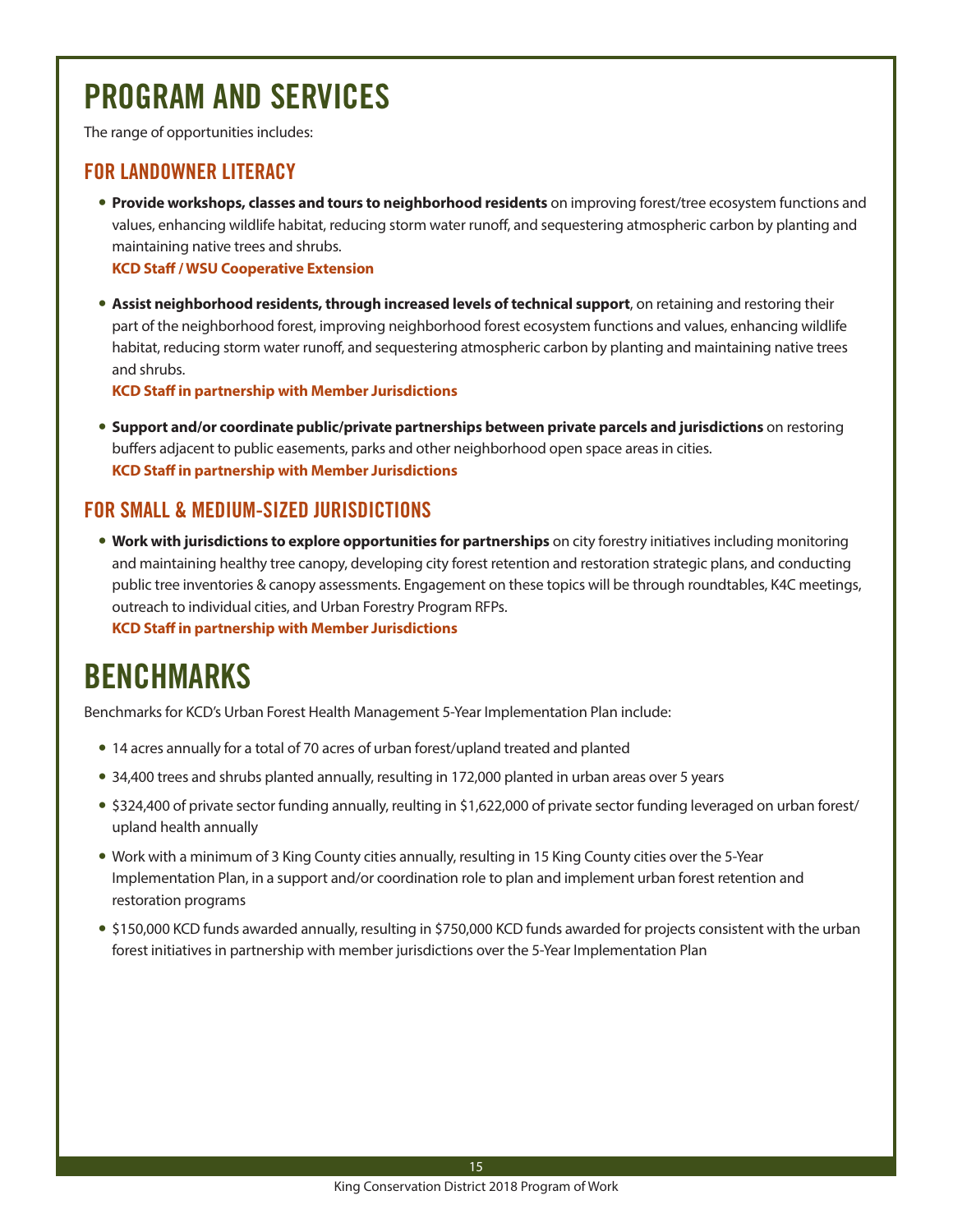# PROGRAM AND SERVICES

The range of opportunities includes:

## FOR LANDOWNER LITERACY

- **Provide workshops, classes and tours to neighborhood residents** on improving forest/tree ecosystem functions and values, enhancing wildlife habitat, reducing storm water runoff, and sequestering atmospheric carbon by planting and maintaining native trees and shrubs.
  **KCD Staff / WSU Cooperative Extension**

- **Assist neighborhood residents, through increased levels of technical support**, on retaining and restoring their part of the neighborhood forest, improving neighborhood forest ecosystem functions and values, enhancing wildlife habitat, reducing storm water runoff, and sequestering atmospheric carbon by planting and maintaining native trees and shrubs.
  **KCD Staff in partnership with Member Jurisdictions**

- **Support and/or coordinate public/private partnerships between private parcels and jurisdictions** on restoring buffers adjacent to public easements, parks and other neighborhood open space areas in cities.
  **KCD Staff in partnership with Member Jurisdictions**

## FOR SMALL & MEDIUM-SIZED JURISDICTIONS

- **Work with jurisdictions to explore opportunities for partnerships** on city forestry initiatives including monitoring and maintaining healthy tree canopy, developing city forest retention and restoration strategic plans, and conducting public tree inventories & canopy assessments. Engagement on these topics will be through roundtables, K4C meetings, outreach to individual cities, and Urban Forestry Program RFPs.
  **KCD Staff in partnership with Member Jurisdictions**

# BENCHMARKS

Benchmarks for KCD's Urban Forest Health Management 5-Year Implementation Plan include:

- 14 acres annually for a total of 70 acres of urban forest/upland treated and planted
- 34,400 trees and shrubs planted annually, resulting in 172,000 planted in urban areas over 5 years
- $324,400 of private sector funding annually, reulting in $1,622,000 of private sector funding leveraged on urban forest/upland health annually
- Work with a minimum of 3 King County cities annually, resulting in 15 King County cities over the 5-Year Implementation Plan, in a support and/or coordination role to plan and implement urban forest retention and restoration programs
- $150,000 KCD funds awarded annually, resulting in $750,000 KCD funds awarded for projects consistent with the urban forest initiatives in partnership with member jurisdictions over the 5-Year Implementation Plan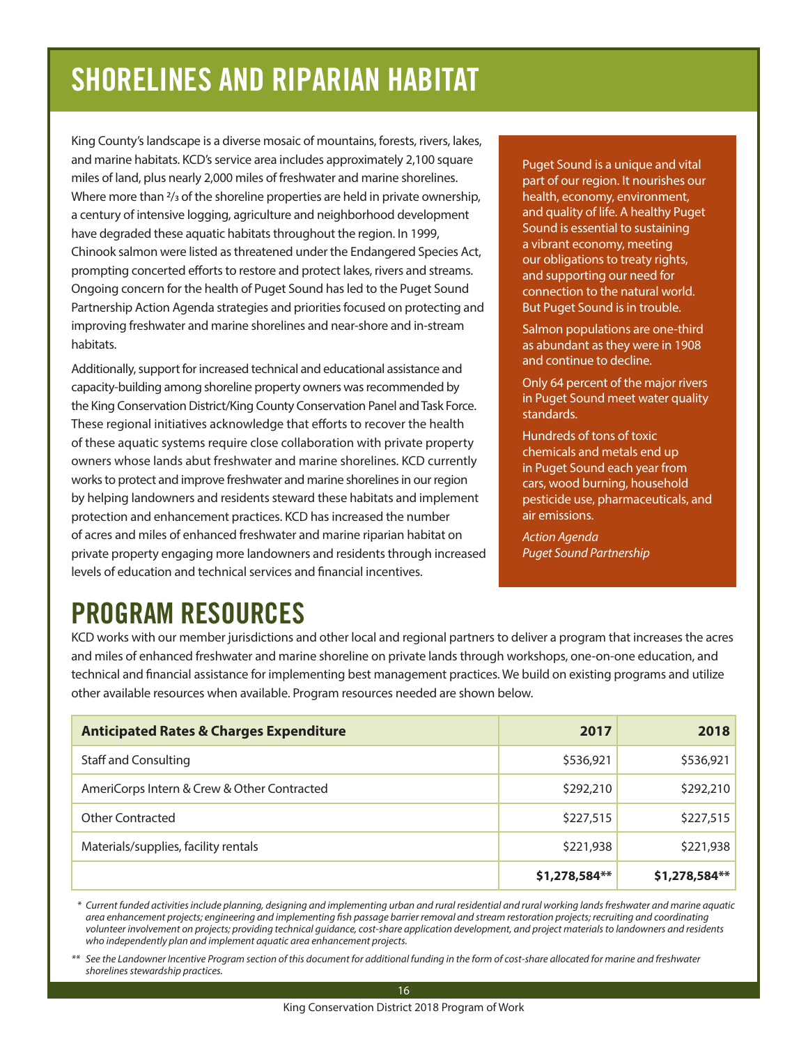# SHORELINES AND RIPARIAN HABITAT

King County's landscape is a diverse mosaic of mountains, forests, rivers, lakes, and marine habitats. KCD's service area includes approximately 2,100 square miles of land, plus nearly 2,000 miles of freshwater and marine shorelines. Where more than ²/₃ of the shoreline properties are held in private ownership, a century of intensive logging, agriculture and neighborhood development have degraded these aquatic habitats throughout the region. In 1999, Chinook salmon were listed as threatened under the Endangered Species Act, prompting concerted efforts to restore and protect lakes, rivers and streams. Ongoing concern for the health of Puget Sound has led to the Puget Sound Partnership Action Agenda strategies and priorities focused on protecting and improving freshwater and marine shorelines and near-shore and in-stream habitats.

Additionally, support for increased technical and educational assistance and capacity-building among shoreline property owners was recommended by the King Conservation District/King County Conservation Panel and Task Force. These regional initiatives acknowledge that efforts to recover the health of these aquatic systems require close collaboration with private property owners whose lands abut freshwater and marine shorelines. KCD currently works to protect and improve freshwater and marine shorelines in our region by helping landowners and residents steward these habitats and implement protection and enhancement practices. KCD has increased the number of acres and miles of enhanced freshwater and marine riparian habitat on private property engaging more landowners and residents through increased levels of education and technical services and financial incentives.

Puget Sound is a unique and vital part of our region. It nourishes our health, economy, environment, and quality of life. A healthy Puget Sound is essential to sustaining a vibrant economy, meeting our obligations to treaty rights, and supporting our need for connection to the natural world. But Puget Sound is in trouble.

Salmon populations are one-third as abundant as they were in 1908 and continue to decline.

Only 64 percent of the major rivers in Puget Sound meet water quality standards.

Hundreds of tons of toxic chemicals and metals end up in Puget Sound each year from cars, wood burning, household pesticide use, pharmaceuticals, and air emissions.

*Action Agenda*
*Puget Sound Partnership*

# PROGRAM RESOURCES

KCD works with our member jurisdictions and other local and regional partners to deliver a program that increases the acres and miles of enhanced freshwater and marine shoreline on private lands through workshops, one-on-one education, and technical and financial assistance for implementing best management practices. We build on existing programs and utilize other available resources when available. Program resources needed are shown below.

| **Anticipated Rates & Charges Expenditure** | **2017** | **2018** |
|---|---:|---:|
| Staff and Consulting | $536,921 | $536,921 |
| AmeriCorps Intern & Crew & Other Contracted | $292,210 | $292,210 |
| Other Contracted | $227,515 | $227,515 |
| Materials/supplies, facility rentals | $221,938 | $221,938 |
| | **$1,278,584\*\*** | **$1,278,584\*\*** |

*\* Current funded activities include planning, designing and implementing urban and rural residential and rural working lands freshwater and marine aquatic area enhancement projects; engineering and implementing fish passage barrier removal and stream restoration projects; recruiting and coordinating volunteer involvement on projects; providing technical guidance, cost-share application development, and project materials to landowners and residents who independently plan and implement aquatic area enhancement projects.*

*\*\* See the Landowner Incentive Program section of this document for additional funding in the form of cost-share allocated for marine and freshwater shorelines stewardship practices.*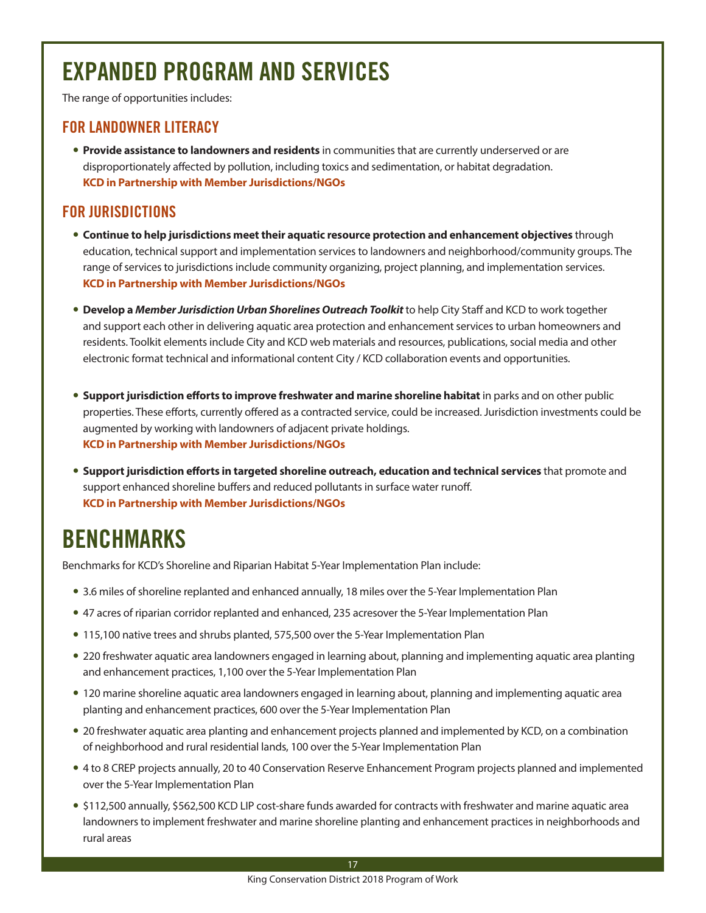# EXPANDED PROGRAM AND SERVICES

The range of opportunities includes:

## FOR LANDOWNER LITERACY

- **Provide assistance to landowners and residents** in communities that are currently underserved or are disproportionately affected by pollution, including toxics and sedimentation, or habitat degradation.
  **KCD in Partnership with Member Jurisdictions/NGOs**

## FOR JURISDICTIONS

- **Continue to help jurisdictions meet their aquatic resource protection and enhancement objectives** through education, technical support and implementation services to landowners and neighborhood/community groups. The range of services to jurisdictions include community organizing, project planning, and implementation services.
  **KCD in Partnership with Member Jurisdictions/NGOs**
- **Develop a *Member Jurisdiction Urban Shorelines Outreach Toolkit*** to help City Staff and KCD to work together and support each other in delivering aquatic area protection and enhancement services to urban homeowners and residents. Toolkit elements include City and KCD web materials and resources, publications, social media and other electronic format technical and informational content City / KCD collaboration events and opportunities.
- **Support jurisdiction efforts to improve freshwater and marine shoreline habitat** in parks and on other public properties. These efforts, currently offered as a contracted service, could be increased. Jurisdiction investments could be augmented by working with landowners of adjacent private holdings.
  **KCD in Partnership with Member Jurisdictions/NGOs**
- **Support jurisdiction efforts in targeted shoreline outreach, education and technical services** that promote and support enhanced shoreline buffers and reduced pollutants in surface water runoff.
  **KCD in Partnership with Member Jurisdictions/NGOs**

# BENCHMARKS

Benchmarks for KCD's Shoreline and Riparian Habitat 5-Year Implementation Plan include:

- 3.6 miles of shoreline replanted and enhanced annually, 18 miles over the 5-Year Implementation Plan
- 47 acres of riparian corridor replanted and enhanced, 235 acresover the 5-Year Implementation Plan
- 115,100 native trees and shrubs planted, 575,500 over the 5-Year Implementation Plan
- 220 freshwater aquatic area landowners engaged in learning about, planning and implementing aquatic area planting and enhancement practices, 1,100 over the 5-Year Implementation Plan
- 120 marine shoreline aquatic area landowners engaged in learning about, planning and implementing aquatic area planting and enhancement practices, 600 over the 5-Year Implementation Plan
- 20 freshwater aquatic area planting and enhancement projects planned and implemented by KCD, on a combination of neighborhood and rural residential lands, 100 over the 5-Year Implementation Plan
- 4 to 8 CREP projects annually, 20 to 40 Conservation Reserve Enhancement Program projects planned and implemented over the 5-Year Implementation Plan
- $112,500 annually, $562,500 KCD LIP cost-share funds awarded for contracts with freshwater and marine aquatic area landowners to implement freshwater and marine shoreline planting and enhancement practices in neighborhoods and rural areas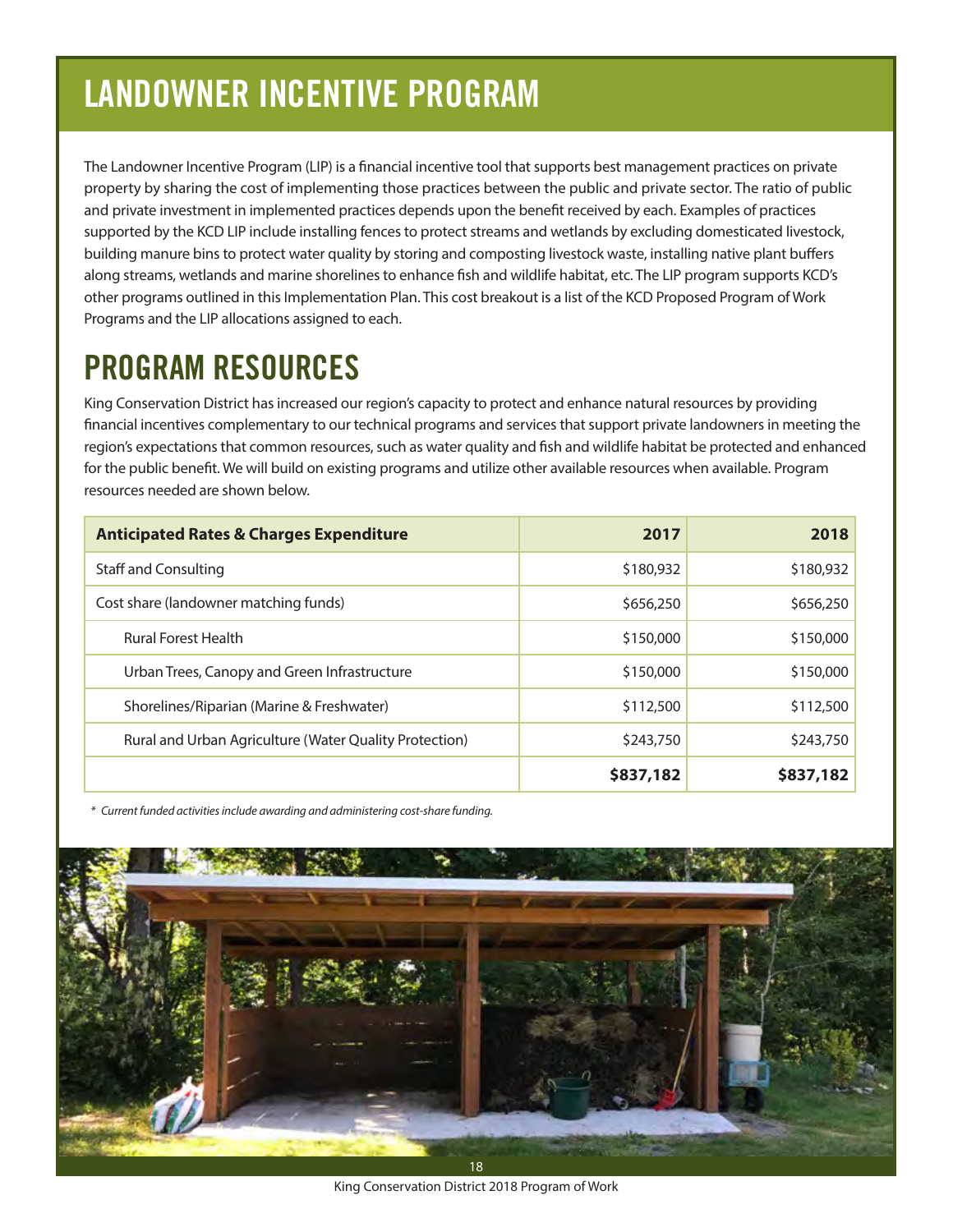# LANDOWNER INCENTIVE PROGRAM

The Landowner Incentive Program (LIP) is a financial incentive tool that supports best management practices on private property by sharing the cost of implementing those practices between the public and private sector. The ratio of public and private investment in implemented practices depends upon the benefit received by each. Examples of practices supported by the KCD LIP include installing fences to protect streams and wetlands by excluding domesticated livestock, building manure bins to protect water quality by storing and composting livestock waste, installing native plant buffers along streams, wetlands and marine shorelines to enhance fish and wildlife habitat, etc. The LIP program supports KCD's other programs outlined in this Implementation Plan. This cost breakout is a list of the KCD Proposed Program of Work Programs and the LIP allocations assigned to each.

## PROGRAM RESOURCES

King Conservation District has increased our region's capacity to protect and enhance natural resources by providing financial incentives complementary to our technical programs and services that support private landowners in meeting the region's expectations that common resources, such as water quality and fish and wildlife habitat be protected and enhanced for the public benefit. We will build on existing programs and utilize other available resources when available. Program resources needed are shown below.

| **Anticipated Rates & Charges Expenditure** | **2017** | **2018** |
|---|---:|---:|
| Staff and Consulting | $180,932 | $180,932 |
| Cost share (landowner matching funds) | $656,250 | $656,250 |
| Rural Forest Health | $150,000 | $150,000 |
| Urban Trees, Canopy and Green Infrastructure | $150,000 | $150,000 |
| Shorelines/Riparian (Marine & Freshwater) | $112,500 | $112,500 |
| Rural and Urban Agriculture (Water Quality Protection) | $243,750 | $243,750 |
| | **$837,182** | **$837,182** |

*\* Current funded activities include awarding and administering cost-share funding.*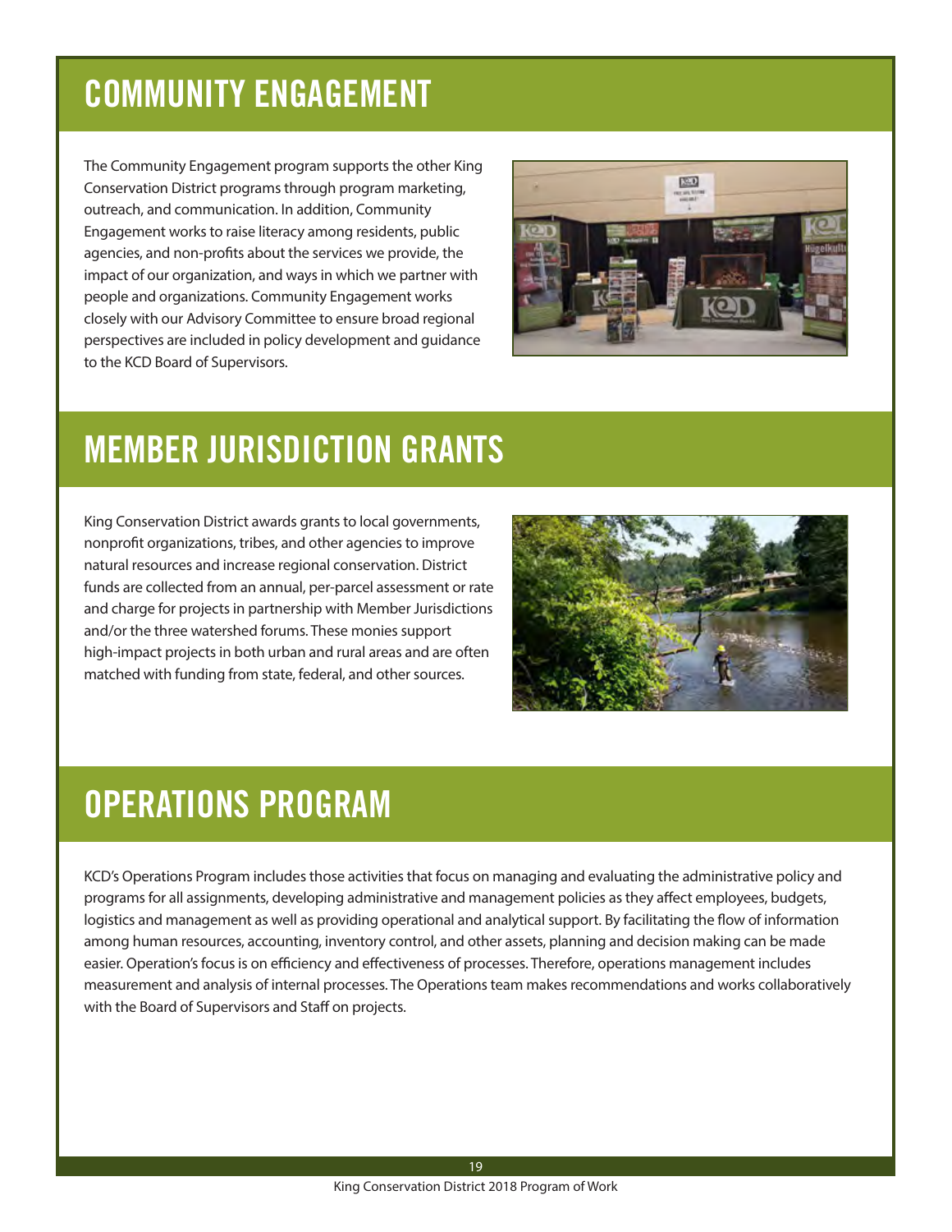# COMMUNITY ENGAGEMENT

The Community Engagement program supports the other King Conservation District programs through program marketing, outreach, and communication. In addition, Community Engagement works to raise literacy among residents, public agencies, and non-profits about the services we provide, the impact of our organization, and ways in which we partner with people and organizations. Community Engagement works closely with our Advisory Committee to ensure broad regional perspectives are included in policy development and guidance to the KCD Board of Supervisors.

# MEMBER JURISDICTION GRANTS

King Conservation District awards grants to local governments, nonprofit organizations, tribes, and other agencies to improve natural resources and increase regional conservation. District funds are collected from an annual, per-parcel assessment or rate and charge for projects in partnership with Member Jurisdictions and/or the three watershed forums. These monies support high-impact projects in both urban and rural areas and are often matched with funding from state, federal, and other sources.

# OPERATIONS PROGRAM

KCD's Operations Program includes those activities that focus on managing and evaluating the administrative policy and programs for all assignments, developing administrative and management policies as they affect employees, budgets, logistics and management as well as providing operational and analytical support. By facilitating the flow of information among human resources, accounting, inventory control, and other assets, planning and decision making can be made easier. Operation's focus is on efficiency and effectiveness of processes. Therefore, operations management includes measurement and analysis of internal processes. The Operations team makes recommendations and works collaboratively with the Board of Supervisors and Staff on projects.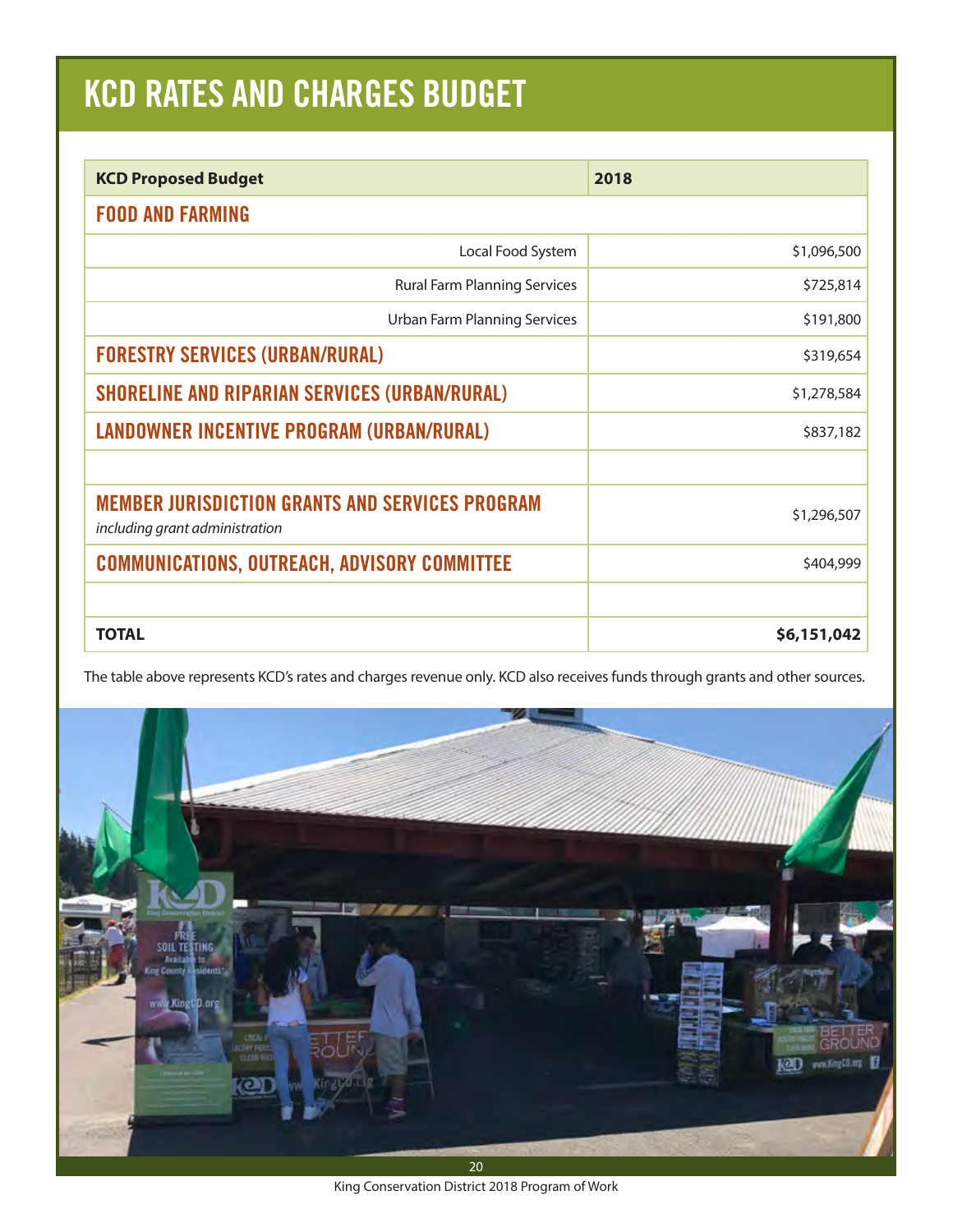# KCD RATES AND CHARGES BUDGET

| KCD Proposed Budget | 2018 |
|---|---|
| **FOOD AND FARMING** | |
| Local Food System | $1,096,500 |
| Rural Farm Planning Services | $725,814 |
| Urban Farm Planning Services | $191,800 |
| **FORESTRY SERVICES (URBAN/RURAL)** | $319,654 |
| **SHORELINE AND RIPARIAN SERVICES (URBAN/RURAL)** | $1,278,584 |
| **LANDOWNER INCENTIVE PROGRAM (URBAN/RURAL)** | $837,182 |
| | |
| **MEMBER JURISDICTION GRANTS AND SERVICES PROGRAM** *including grant administration* | $1,296,507 |
| **COMMUNICATIONS, OUTREACH, ADVISORY COMMITTEE** | $404,999 |
| | |
| **TOTAL** | **$6,151,042** |

The table above represents KCD's rates and charges revenue only. KCD also receives funds through grants and other sources.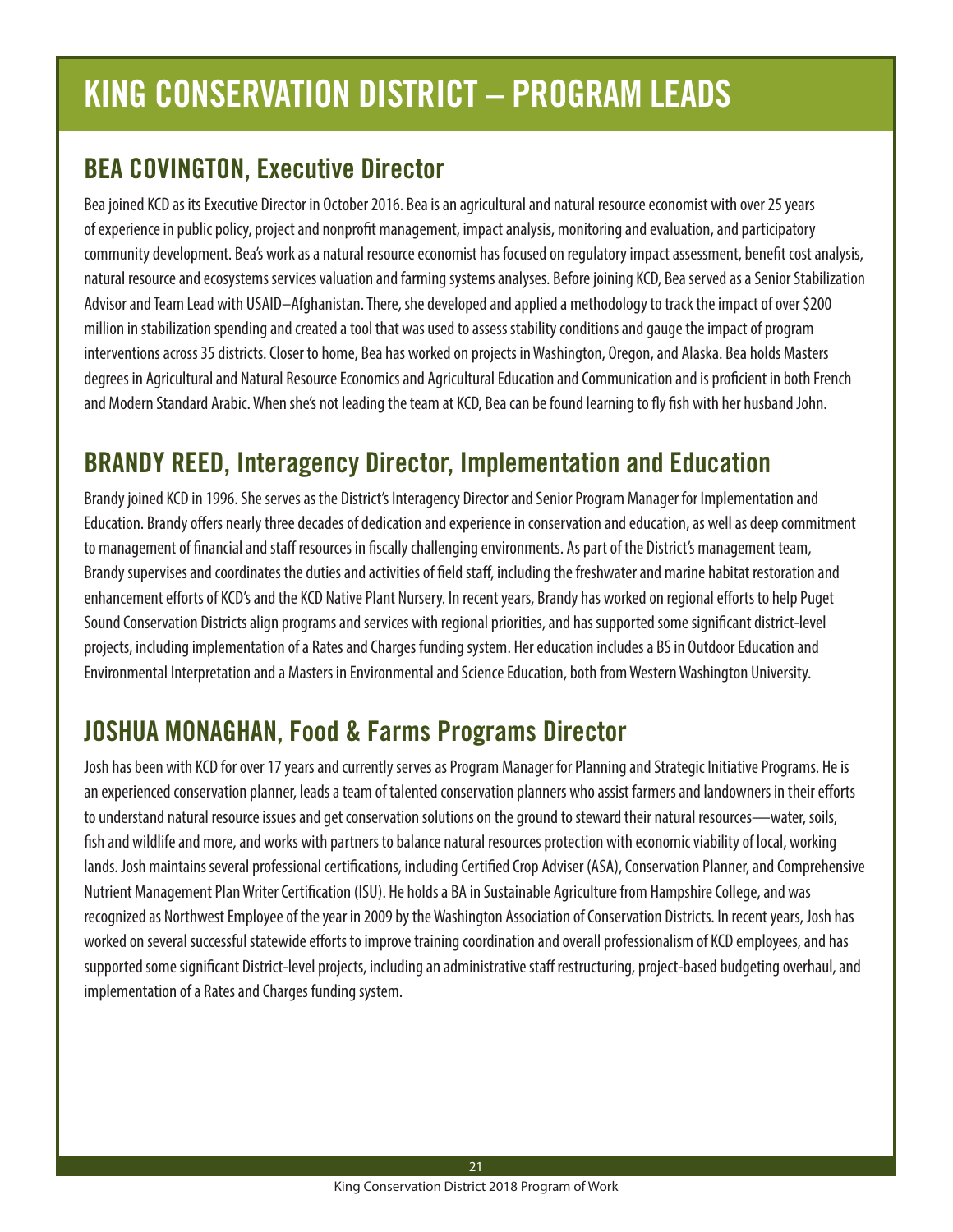# KING CONSERVATION DISTRICT – PROGRAM LEADS

## BEA COVINGTON, Executive Director

Bea joined KCD as its Executive Director in October 2016. Bea is an agricultural and natural resource economist with over 25 years of experience in public policy, project and nonprofit management, impact analysis, monitoring and evaluation, and participatory community development. Bea's work as a natural resource economist has focused on regulatory impact assessment, benefit cost analysis, natural resource and ecosystems services valuation and farming systems analyses. Before joining KCD, Bea served as a Senior Stabilization Advisor and Team Lead with USAID–Afghanistan. There, she developed and applied a methodology to track the impact of over $200 million in stabilization spending and created a tool that was used to assess stability conditions and gauge the impact of program interventions across 35 districts. Closer to home, Bea has worked on projects in Washington, Oregon, and Alaska. Bea holds Masters degrees in Agricultural and Natural Resource Economics and Agricultural Education and Communication and is proficient in both French and Modern Standard Arabic. When she's not leading the team at KCD, Bea can be found learning to fly fish with her husband John.

## BRANDY REED, Interagency Director, Implementation and Education

Brandy joined KCD in 1996. She serves as the District's Interagency Director and Senior Program Manager for Implementation and Education. Brandy offers nearly three decades of dedication and experience in conservation and education, as well as deep commitment to management of financial and staff resources in fiscally challenging environments. As part of the District's management team, Brandy supervises and coordinates the duties and activities of field staff, including the freshwater and marine habitat restoration and enhancement efforts of KCD's and the KCD Native Plant Nursery. In recent years, Brandy has worked on regional efforts to help Puget Sound Conservation Districts align programs and services with regional priorities, and has supported some significant district-level projects, including implementation of a Rates and Charges funding system. Her education includes a BS in Outdoor Education and Environmental Interpretation and a Masters in Environmental and Science Education, both from Western Washington University.

## JOSHUA MONAGHAN, Food & Farms Programs Director

Josh has been with KCD for over 17 years and currently serves as Program Manager for Planning and Strategic Initiative Programs. He is an experienced conservation planner, leads a team of talented conservation planners who assist farmers and landowners in their efforts to understand natural resource issues and get conservation solutions on the ground to steward their natural resources—water, soils, fish and wildlife and more, and works with partners to balance natural resources protection with economic viability of local, working lands. Josh maintains several professional certifications, including Certified Crop Adviser (ASA), Conservation Planner, and Comprehensive Nutrient Management Plan Writer Certification (ISU). He holds a BA in Sustainable Agriculture from Hampshire College, and was recognized as Northwest Employee of the year in 2009 by the Washington Association of Conservation Districts. In recent years, Josh has worked on several successful statewide efforts to improve training coordination and overall professionalism of KCD employees, and has supported some significant District-level projects, including an administrative staff restructuring, project-based budgeting overhaul, and implementation of a Rates and Charges funding system.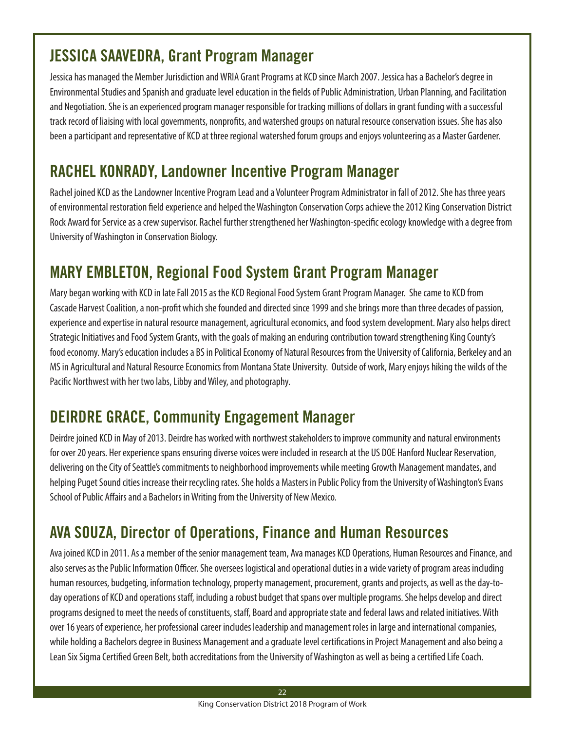## JESSICA SAAVEDRA, Grant Program Manager

Jessica has managed the Member Jurisdiction and WRIA Grant Programs at KCD since March 2007. Jessica has a Bachelor's degree in Environmental Studies and Spanish and graduate level education in the fields of Public Administration, Urban Planning, and Facilitation and Negotiation. She is an experienced program manager responsible for tracking millions of dollars in grant funding with a successful track record of liaising with local governments, nonprofits, and watershed groups on natural resource conservation issues. She has also been a participant and representative of KCD at three regional watershed forum groups and enjoys volunteering as a Master Gardener.

## RACHEL KONRADY, Landowner Incentive Program Manager

Rachel joined KCD as the Landowner Incentive Program Lead and a Volunteer Program Administrator in fall of 2012. She has three years of environmental restoration field experience and helped the Washington Conservation Corps achieve the 2012 King Conservation District Rock Award for Service as a crew supervisor. Rachel further strengthened her Washington-specific ecology knowledge with a degree from University of Washington in Conservation Biology.

## MARY EMBLETON, Regional Food System Grant Program Manager

Mary began working with KCD in late Fall 2015 as the KCD Regional Food System Grant Program Manager. She came to KCD from Cascade Harvest Coalition, a non-profit which she founded and directed since 1999 and she brings more than three decades of passion, experience and expertise in natural resource management, agricultural economics, and food system development. Mary also helps direct Strategic Initiatives and Food System Grants, with the goals of making an enduring contribution toward strengthening King County's food economy. Mary's education includes a BS in Political Economy of Natural Resources from the University of California, Berkeley and an MS in Agricultural and Natural Resource Economics from Montana State University. Outside of work, Mary enjoys hiking the wilds of the Pacific Northwest with her two labs, Libby and Wiley, and photography.

## DEIRDRE GRACE, Community Engagement Manager

Deirdre joined KCD in May of 2013. Deirdre has worked with northwest stakeholders to improve community and natural environments for over 20 years. Her experience spans ensuring diverse voices were included in research at the US DOE Hanford Nuclear Reservation, delivering on the City of Seattle's commitments to neighborhood improvements while meeting Growth Management mandates, and helping Puget Sound cities increase their recycling rates. She holds a Masters in Public Policy from the University of Washington's Evans School of Public Affairs and a Bachelors in Writing from the University of New Mexico.

## AVA SOUZA, Director of Operations, Finance and Human Resources

Ava joined KCD in 2011. As a member of the senior management team, Ava manages KCD Operations, Human Resources and Finance, and also serves as the Public Information Officer. She oversees logistical and operational duties in a wide variety of program areas including human resources, budgeting, information technology, property management, procurement, grants and projects, as well as the day-to-day operations of KCD and operations staff, including a robust budget that spans over multiple programs. She helps develop and direct programs designed to meet the needs of constituents, staff, Board and appropriate state and federal laws and related initiatives. With over 16 years of experience, her professional career includes leadership and management roles in large and international companies, while holding a Bachelors degree in Business Management and a graduate level certifications in Project Management and also being a Lean Six Sigma Certified Green Belt, both accreditations from the University of Washington as well as being a certified Life Coach.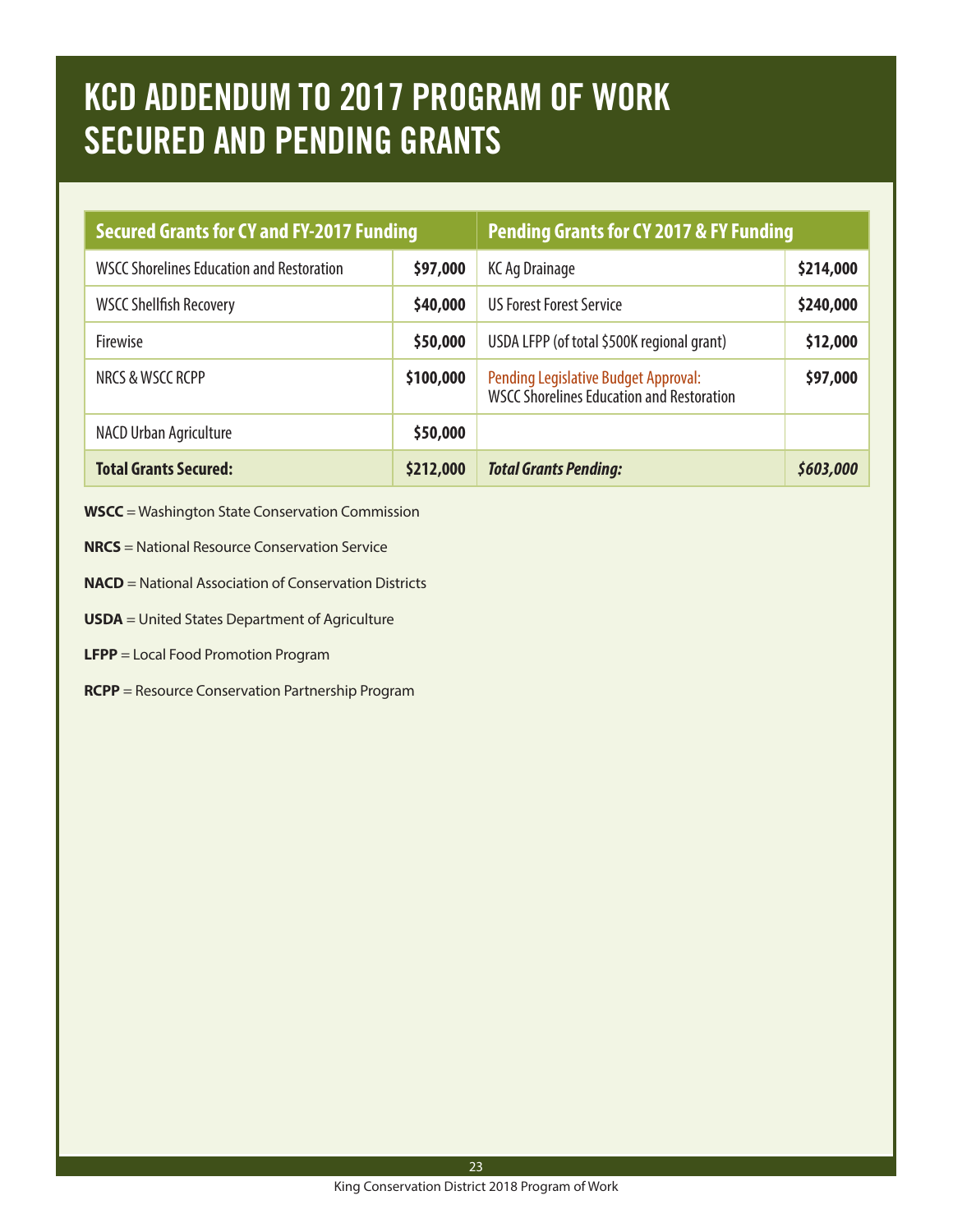# KCD ADDENDUM TO 2017 PROGRAM OF WORK SECURED AND PENDING GRANTS

| Secured Grants for CY and FY-2017 Funding | | Pending Grants for CY 2017 & FY Funding | |
|---|---|---|---|
| WSCC Shorelines Education and Restoration | **$97,000** | KC Ag Drainage | **$214,000** |
| WSCC Shellfish Recovery | **$40,000** | US Forest Forest Service | **$240,000** |
| Firewise | **$50,000** | USDA LFPP (of total $500K regional grant) | **$12,000** |
| NRCS & WSCC RCPP | **$100,000** | Pending Legislative Budget Approval: WSCC Shorelines Education and Restoration | **$97,000** |
| NACD Urban Agriculture | **$50,000** | | |
| **Total Grants Secured:** | **$212,000** | ***Total Grants Pending:*** | ***$603,000*** |

**WSCC** = Washington State Conservation Commission

**NRCS** = National Resource Conservation Service

**NACD** = National Association of Conservation Districts

**USDA** = United States Department of Agriculture

**LFPP** = Local Food Promotion Program

**RCPP** = Resource Conservation Partnership Program